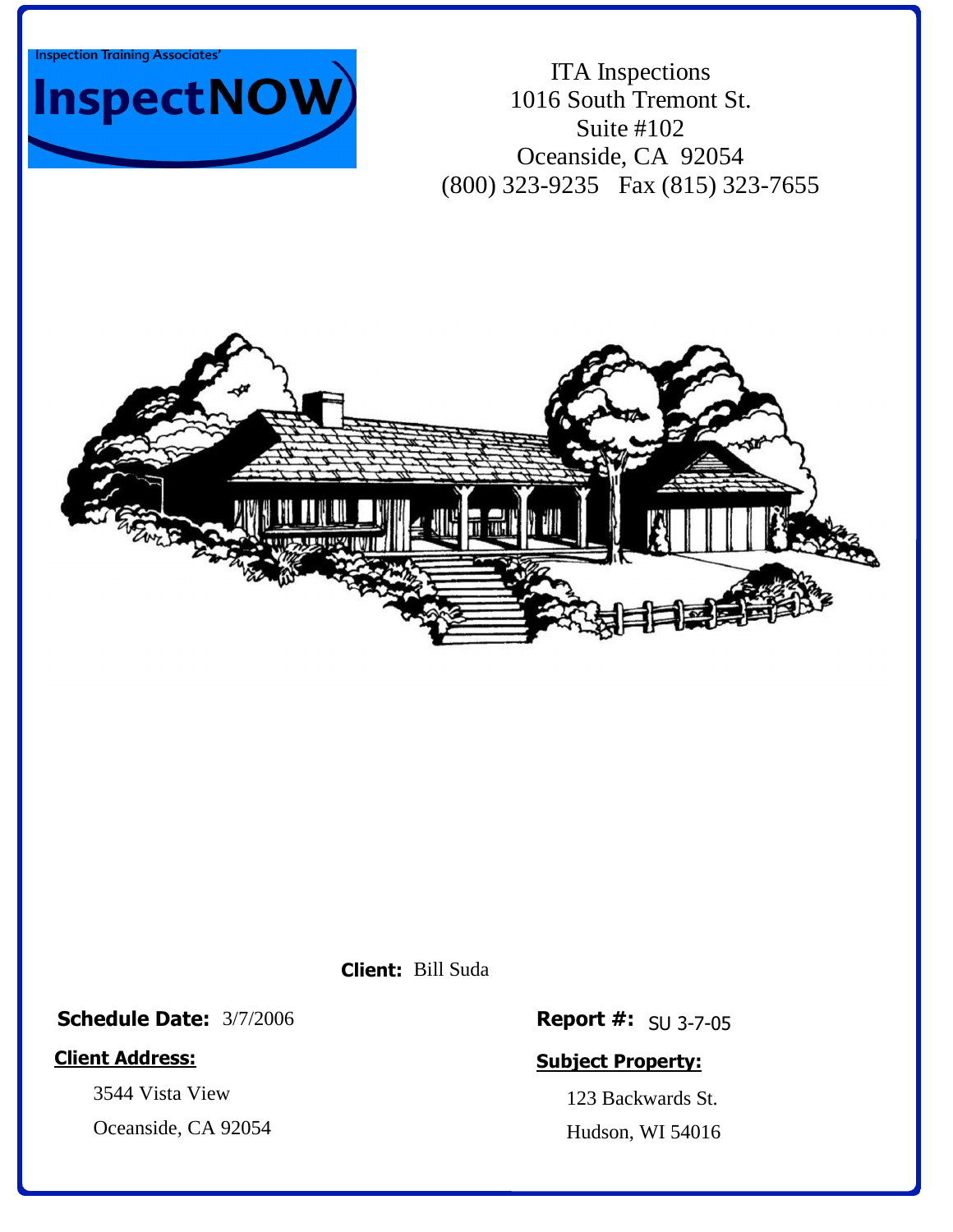Inspection Training Associates'

**InspectNOW**

ITA Inspections
1016 South Tremont St.
Suite #102
Oceanside, CA 92054
(800) 323-9235 Fax (815) 323-7655

**Client:** Bill Suda

**Schedule Date:** 3/7/2006

**Report #:** SU 3-7-05

**Client Address:**

3544 Vista View
Oceanside, CA 92054

**Subject Property:**

123 Backwards St.
Hudson, WI 54016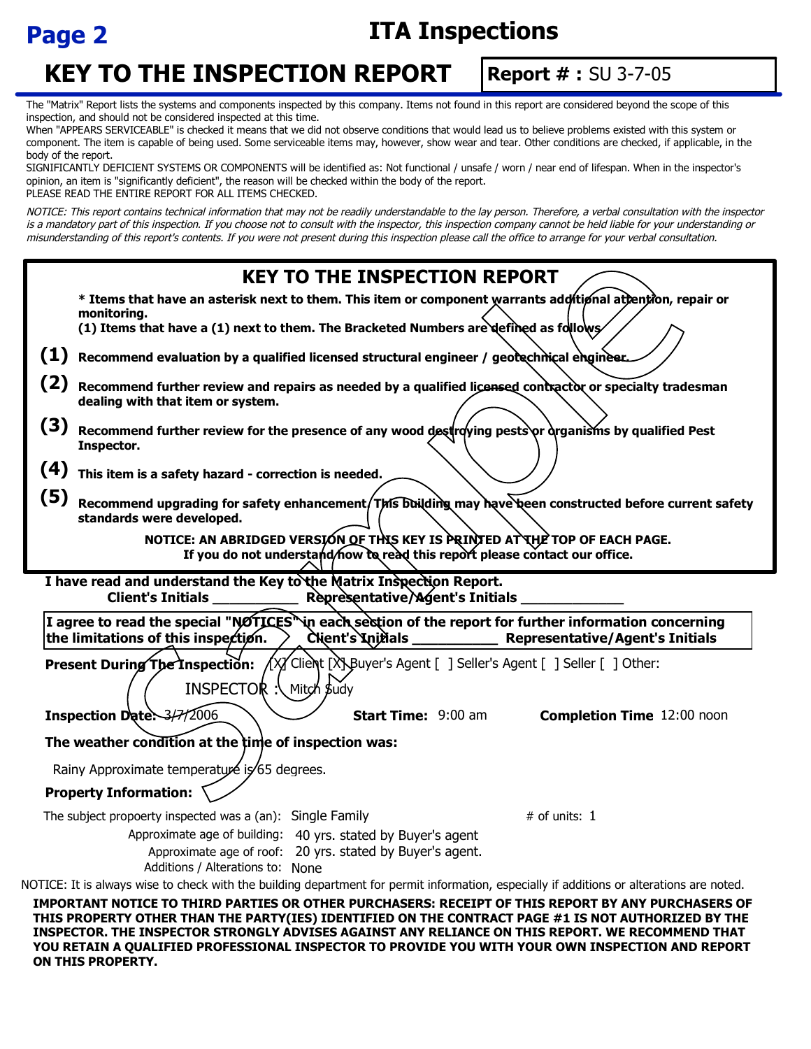# ITA Inspections

## KEY TO THE INSPECTION REPORT

**Report # :** SU 3-7-05

The "Matrix" Report lists the systems and components inspected by this company. Items not found in this report are considered beyond the scope of this inspection, and should not be considered inspected at this time.
When "APPEARS SERVICEABLE" is checked it means that we did not observe conditions that would lead us to believe problems existed with this system or component. The item is capable of being used. Some serviceable items may, however, show wear and tear. Other conditions are checked, if applicable, in the body of the report.
SIGNIFICANTLY DEFICIENT SYSTEMS OR COMPONENTS will be identified as: Not functional / unsafe / worn / near end of lifespan. When in the inspector's opinion, an item is "significantly deficient", the reason will be checked within the body of the report.
PLEASE READ THE ENTIRE REPORT FOR ALL ITEMS CHECKED.

*NOTICE: This report contains technical information that may not be readily understandable to the lay person. Therefore, a verbal consultation with the inspector is a mandatory part of this inspection. If you choose not to consult with the inspector, this inspection company cannot be held liable for your understanding or misunderstanding of this report's contents. If you were not present during this inspection please call the office to arrange for your verbal consultation.*

### KEY TO THE INSPECTION REPORT

**\* Items that have an asterisk next to them. This item or component warrants additional attention, repair or monitoring.**
**(1) Items that have a (1) next to them. The Bracketed Numbers are defined as follows**

**(1)** **Recommend evaluation by a qualified licensed structural engineer / geotechnical engineer.**

**(2)** **Recommend further review and repairs as needed by a qualified licensed contractor or specialty tradesman dealing with that item or system.**

**(3)** **Recommend further review for the presence of any wood destroying pests or organisms by qualified Pest Inspector.**

**(4)** **This item is a safety hazard - correction is needed.**

**(5)** **Recommend upgrading for safety enhancement. This building may have been constructed before current safety standards were developed.**

**NOTICE: AN ABRIDGED VERSION OF THIS KEY IS PRINTED AT THE TOP OF EACH PAGE.**
**If you do not understand how to read this report please contact our office.**

**I have read and understand the Key to the Matrix Inspection Report.**
**Client's Initials \_\_\_\_\_\_\_\_\_\_\_ Representative/Agent's Initials \_\_\_\_\_\_\_\_\_\_\_\_\_**

**I agree to read the special "NOTICES" in each section of the report for further information concerning the limitations of this inspection. Client's Initials \_\_\_\_\_\_\_\_\_\_\_ Representative/Agent's Initials**

**Present During The Inspection:** [X] Client [X] Buyer's Agent [ ] Seller's Agent [ ] Seller [ ] Other:

INSPECTOR : Mitch Sudy

**Inspection Date:** 3/7/2006 **Start Time:** 9:00 am **Completion Time** 12:00 noon

**The weather condition at the time of inspection was:**

Rainy Approximate temperature is 65 degrees.

**Property Information:**

The subject propoerty inspected was a (an): Single Family # of units: 1
Approximate age of building: 40 yrs. stated by Buyer's agent
Approximate age of roof: 20 yrs. stated by Buyer's agent.
Additions / Alterations to: None

NOTICE: It is always wise to check with the building department for permit information, especially if additions or alterations are noted.

**IMPORTANT NOTICE TO THIRD PARTIES OR OTHER PURCHASERS: RECEIPT OF THIS REPORT BY ANY PURCHASERS OF THIS PROPERTY OTHER THAN THE PARTY(IES) IDENTIFIED ON THE CONTRACT PAGE #1 IS NOT AUTHORIZED BY THE INSPECTOR. THE INSPECTOR STRONGLY ADVISES AGAINST ANY RELIANCE ON THIS REPORT. WE RECOMMEND THAT YOU RETAIN A QUALIFIED PROFESSIONAL INSPECTOR TO PROVIDE YOU WITH YOUR OWN INSPECTION AND REPORT ON THIS PROPERTY.**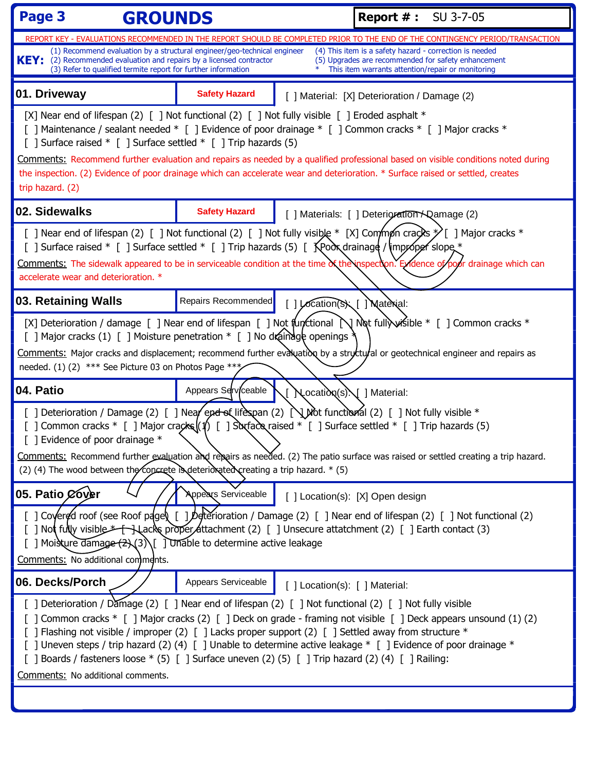# Page 3 GROUNDS

**Report # :** SU 3-7-05

REPORT KEY - EVALUATIONS RECOMMENDED IN THE REPORT SHOULD BE COMPLETED PRIOR TO THE END OF THE CONTINGENCY PERIOD/TRANSACTION

**KEY:**
(1) Recommend evaluation by a structural engineer/geo-technical engineer
(2) Recommended evaluation and repairs by a licensed contractor
(3) Refer to qualified termite report for further information
(4) This item is a safety hazard - correction is needed
(5) Upgrades are recommended for safety enhancement
* This item warrants attention/repair or monitoring

## 01. Driveway — Safety Hazard

[ ] Material: [X] Deterioration / Damage (2)

[X] Near end of lifespan (2) [ ] Not functional (2) [ ] Not fully visible [ ] Eroded asphalt *
[ ] Maintenance / sealant needed * [ ] Evidence of poor drainage * [ ] Common cracks * [ ] Major cracks *
[ ] Surface raised * [ ] Surface settled * [ ] Trip hazards (5)

Comments: Recommend further evaluation and repairs as needed by a qualified professional based on visible conditions noted during the inspection. (2) Evidence of poor drainage which can accelerate wear and deterioration. * Surface raised or settled, creates trip hazard. (2)

## 02. Sidewalks — Safety Hazard

[ ] Materials: [ ] Deterioration / Damage (2)

[ ] Near end of lifespan (2) [ ] Not functional (2) [ ] Not fully visible * [X] Common cracks * [ ] Major cracks *
[ ] Surface raised * [ ] Surface settled * [ ] Trip hazards (5) [ ] Poor drainage / improper slope *

Comments: The sidewalk appeared to be in serviceable condition at the time of the inspection. Evidence of poor drainage which can accelerate wear and deterioration. *

## 03. Retaining Walls — Repairs Recommended

[ ] Location(s): [ ] Material:

[X] Deterioration / damage [ ] Near end of lifespan [ ] Not functional [ ] Not fully visible * [ ] Common cracks *
[ ] Major cracks (1) [ ] Moisture penetration * [ ] No drainage openings *

Comments: Major cracks and displacement; recommend further evaluation by a structural or geotechnical engineer and repairs as needed. (1) (2) *** See Picture 03 on Photos Page ***

## 04. Patio — Appears Serviceable

[ ] Location(s): [ ] Material:

[ ] Deterioration / Damage (2) [ ] Near end of lifespan (2) [ ] Not functional (2) [ ] Not fully visible *
[ ] Common cracks * [ ] Major cracks (1) [ ] Surface raised * [ ] Surface settled * [ ] Trip hazards (5)
[ ] Evidence of poor drainage *

Comments: Recommend further evaluation and repairs as needed. (2) The patio surface was raised or settled creating a trip hazard. (2) (4) The wood between the concrete is deteriorated creating a trip hazard. * (5)

## 05. Patio Cover — Appears Serviceable

[ ] Location(s): [X] Open design

[ ] Covered roof (see Roof page) [ ] Deterioration / Damage (2) [ ] Near end of lifespan (2) [ ] Not functional (2)
[ ] Not fully visible * [ ] Lacks proper attachment (2) [ ] Unsecure attattchment (2) [ ] Earth contact (3)
[ ] Moisture damage (2) (3) [ ] Unable to determine active leakage

Comments: No additional comments.

## 06. Decks/Porch — Appears Serviceable

[ ] Location(s): [ ] Material:

[ ] Deterioration / Damage (2) [ ] Near end of lifespan (2) [ ] Not functional (2) [ ] Not fully visible
[ ] Common cracks * [ ] Major cracks (2) [ ] Deck on grade - framing not visible [ ] Deck appears unsound (1) (2)
[ ] Flashing not visible / improper (2) [ ] Lacks proper support (2) [ ] Settled away from structure *
[ ] Uneven steps / trip hazard (2) (4) [ ] Unable to determine active leakage * [ ] Evidence of poor drainage *
[ ] Boards / fasteners loose * (5) [ ] Surface uneven (2) (5) [ ] Trip hazard (2) (4) [ ] Railing:

Comments: No additional comments.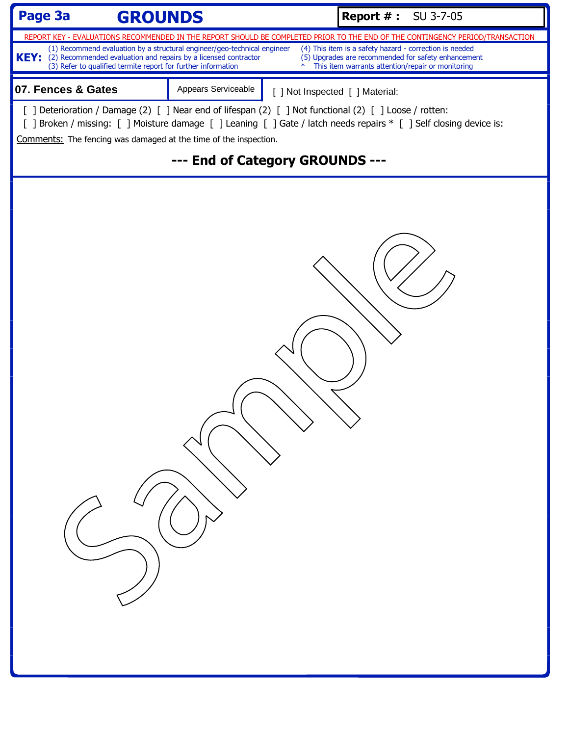# Page 3a GROUNDS

**Report # :** SU 3-7-05

REPORT KEY - EVALUATIONS RECOMMENDED IN THE REPORT SHOULD BE COMPLETED PRIOR TO THE END OF THE CONTINGENCY PERIOD/TRANSACTION

**KEY:**
- (1) Recommend evaluation by a structural engineer/geo-technical engineer
- (2) Recommended evaluation and repairs by a licensed contractor
- (3) Refer to qualified termite report for further information
- (4) This item is a safety hazard - correction is needed
- (5) Upgrades are recommended for safety enhancement
- * This item warrants attention/repair or monitoring

## 07. Fences & Gates

Appears Serviceable [ ] Not Inspected [ ] Material:

[ ] Deterioration / Damage (2) [ ] Near end of lifespan (2) [ ] Not functional (2) [ ] Loose / rotten:
[ ] Broken / missing: [ ] Moisture damage [ ] Leaning [ ] Gate / latch needs repairs * [ ] Self closing device is:

Comments: The fencing was damaged at the time of the inspection.

**--- End of Category GROUNDS ---**

Sample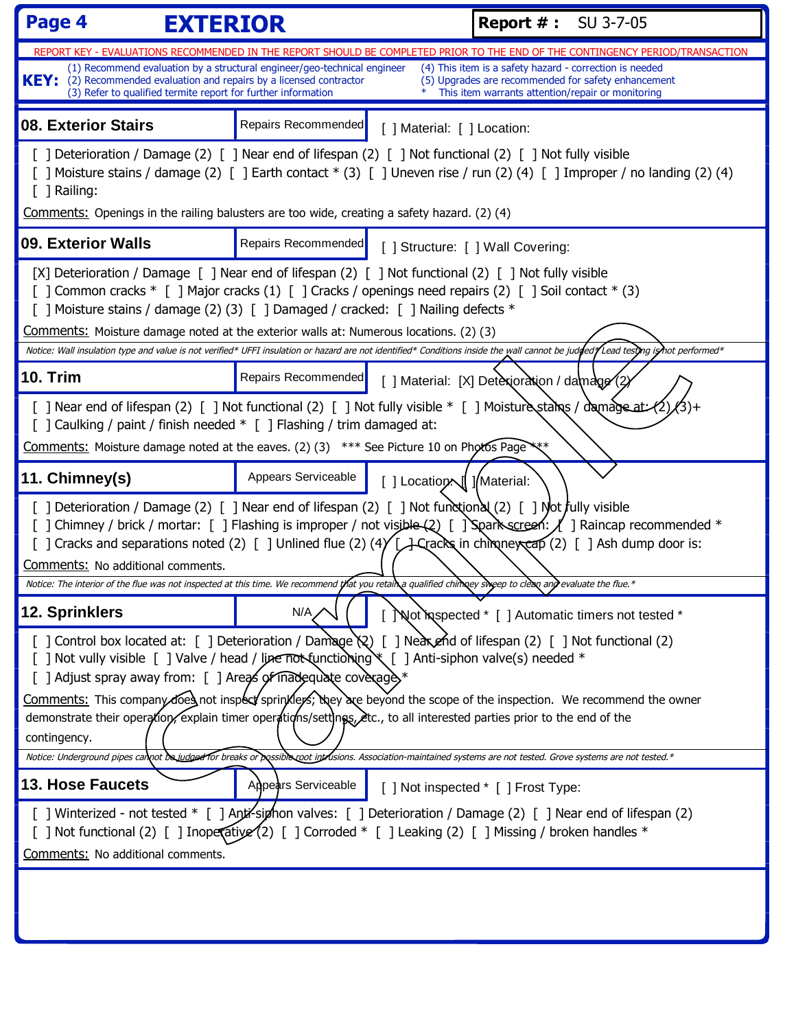# Page 4 EXTERIOR

**Report # :** SU 3-7-05

REPORT KEY - EVALUATIONS RECOMMENDED IN THE REPORT SHOULD BE COMPLETED PRIOR TO THE END OF THE CONTINGENCY PERIOD/TRANSACTION

**KEY:**
- (1) Recommend evaluation by a structural engineer/geo-technical engineer
- (2) Recommended evaluation and repairs by a licensed contractor
- (3) Refer to qualified termite report for further information
- (4) This item is a safety hazard - correction is needed
- (5) Upgrades are recommended for safety enhancement
- * This item warrants attention/repair or monitoring

## 08. Exterior Stairs — Repairs Recommended

[ ] Material: [ ] Location:

[ ] Deterioration / Damage (2) [ ] Near end of lifespan (2) [ ] Not functional (2) [ ] Not fully visible
[ ] Moisture stains / damage (2) [ ] Earth contact * (3) [ ] Uneven rise / run (2) (4) [ ] Improper / no landing (2) (4)
[ ] Railing:

Comments: Openings in the railing balusters are too wide, creating a safety hazard. (2) (4)

## 09. Exterior Walls — Repairs Recommended

[ ] Structure: [ ] Wall Covering:

[X] Deterioration / Damage [ ] Near end of lifespan (2) [ ] Not functional (2) [ ] Not fully visible
[ ] Common cracks * [ ] Major cracks (1) [ ] Cracks / openings need repairs (2) [ ] Soil contact * (3)
[ ] Moisture stains / damage (2) (3) [ ] Damaged / cracked: [ ] Nailing defects *

Comments: Moisture damage noted at the exterior walls at: Numerous locations. (2) (3)

*Notice: Wall insulation type and value is not verified* UFFI insulation or hazard are not identified* Conditions inside the wall cannot be judged* Lead testing is not performed**

## 10. Trim — Repairs Recommended

[ ] Material: [X] Deterioration / damage (2)

[ ] Near end of lifespan (2) [ ] Not functional (2) [ ] Not fully visible * [ ] Moisture stains / damage at: (2) (3)+
[ ] Caulking / paint / finish needed * [ ] Flashing / trim damaged at:

Comments: Moisture damage noted at the eaves. (2) (3) *** See Picture 10 on Photos Page ***

## 11. Chimney(s) — Appears Serviceable

[ ] Location: [ ] Material:

[ ] Deterioration / Damage (2) [ ] Near end of lifespan (2) [ ] Not functional (2) [ ] Not fully visible
[ ] Chimney / brick / mortar: [ ] Flashing is improper / not visible (2) [ ] Spark screen: [ ] Raincap recommended *
[ ] Cracks and separations noted (2) [ ] Unlined flue (2) (4) [ ] Cracks in chimney cap (2) [ ] Ash dump door is:

Comments: No additional comments.

*Notice: The interior of the flue was not inspected at this time. We recommend that you retain a qualified chimney sweep to clean and evaluate the flue.**

## 12. Sprinklers — N/A

[ ] Not inspected * [ ] Automatic timers not tested *

[ ] Control box located at: [ ] Deterioration / Damage (2) [ ] Near end of lifespan (2) [ ] Not functional (2)
[ ] Not vully visible [ ] Valve / head / line not functioning * [ ] Anti-siphon valve(s) needed *
[ ] Adjust spray away from: [ ] Areas of inadequate coverage *

Comments: This company does not inspect sprinklers; they are beyond the scope of the inspection. We recommend the owner demonstrate their operation, explain timer operations/settings, etc., to all interested parties prior to the end of the contingency.

*Notice: Underground pipes cannot be judged for breaks or possible root intrusions. Association-maintained systems are not tested. Grove systems are not tested.**

## 13. Hose Faucets — Appears Serviceable

[ ] Not inspected * [ ] Frost Type:

[ ] Winterized - not tested * [ ] Anti-siphon valves: [ ] Deterioration / Damage (2) [ ] Near end of lifespan (2)
[ ] Not functional (2) [ ] Inoperative (2) [ ] Corroded * [ ] Leaking (2) [ ] Missing / broken handles *

Comments: No additional comments.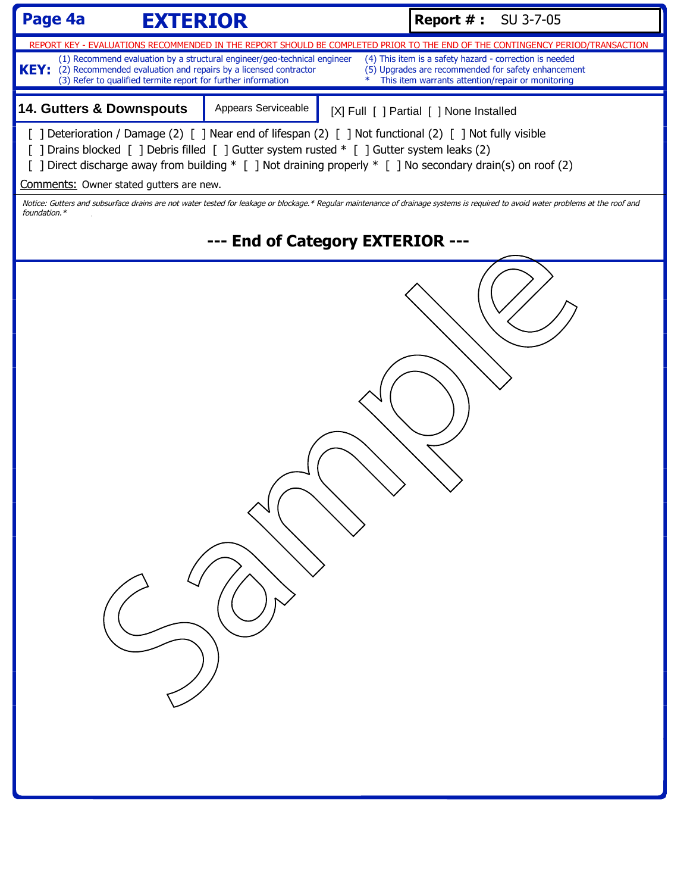**Page 4a** **EXTERIOR** **Report # :** SU 3-7-05

REPORT KEY - EVALUATIONS RECOMMENDED IN THE REPORT SHOULD BE COMPLETED PRIOR TO THE END OF THE CONTINGENCY PERIOD/TRANSACTION

**KEY:**
(1) Recommend evaluation by a structural engineer/geo-technical engineer
(2) Recommended evaluation and repairs by a licensed contractor
(3) Refer to qualified termite report for further information
(4) This item is a safety hazard - correction is needed
(5) Upgrades are recommended for safety enhancement
* This item warrants attention/repair or monitoring

## 14. Gutters & Downspouts

Appears Serviceable

[X] Full [ ] Partial [ ] None Installed

[ ] Deterioration / Damage (2) [ ] Near end of lifespan (2) [ ] Not functional (2) [ ] Not fully visible
[ ] Drains blocked [ ] Debris filled [ ] Gutter system rusted * [ ] Gutter system leaks (2)
[ ] Direct discharge away from building * [ ] Not draining properly * [ ] No secondary drain(s) on roof (2)

Comments: Owner stated gutters are new.

*Notice: Gutters and subsurface drains are not water tested for leakage or blockage.* Regular maintenance of drainage systems is required to avoid water problems at the roof and foundation.**

**--- End of Category EXTERIOR ---**

Sample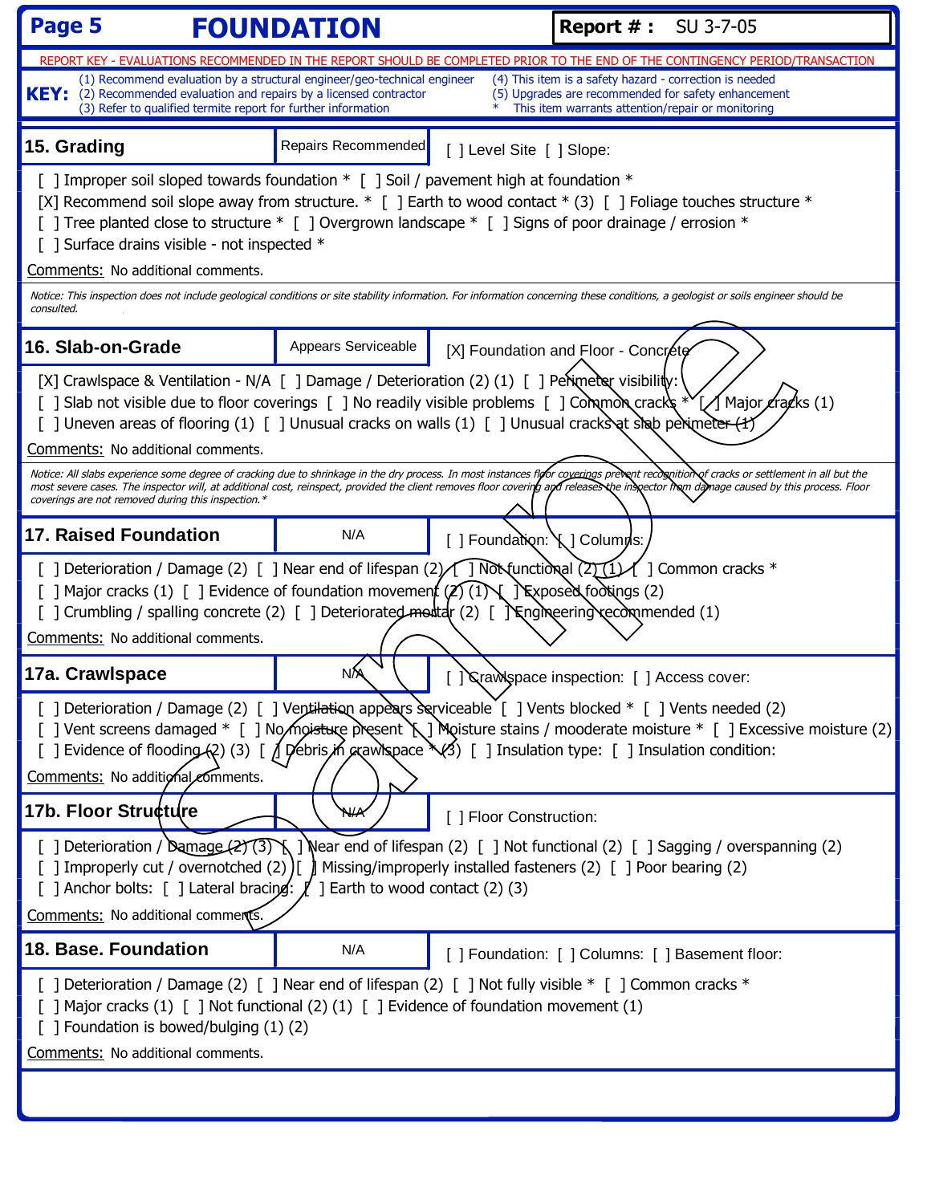**Page 5** | **FOUNDATION** | **Report # :** SU 3-7-05

REPORT KEY - EVALUATIONS RECOMMENDED IN THE REPORT SHOULD BE COMPLETED PRIOR TO THE END OF THE CONTINGENCY PERIOD/TRANSACTION

**KEY:**
(1) Recommend evaluation by a structural engineer/geo-technical engineer
(2) Recommended evaluation and repairs by a licensed contractor
(3) Refer to qualified termite report for further information
(4) This item is a safety hazard - correction is needed
(5) Upgrades are recommended for safety enhancement
* This item warrants attention/repair or monitoring

## 15. Grading — Repairs Recommended

[ ] Level Site [ ] Slope:

[ ] Improper soil sloped towards foundation * [ ] Soil / pavement high at foundation *
[X] Recommend soil slope away from structure. * [ ] Earth to wood contact * (3) [ ] Foliage touches structure *
[ ] Tree planted close to structure * [ ] Overgrown landscape * [ ] Signs of poor drainage / errosion *
[ ] Surface drains visible - not inspected *

Comments: No additional comments.

*Notice: This inspection does not include geological conditions or site stability information. For information concerning these conditions, a geologist or soils engineer should be consulted.*

## 16. Slab-on-Grade — Appears Serviceable

[X] Foundation and Floor - Concrete

[X] Crawlspace & Ventilation - N/A [ ] Damage / Deterioration (2) (1) [ ] Perimeter visibility:
[ ] Slab not visible due to floor coverings [ ] No readily visible problems [ ] Common cracks * [ ] Major cracks (1)
[ ] Uneven areas of flooring (1) [ ] Unusual cracks on walls (1) [ ] Unusual cracks at slab perimeter (1)

Comments: No additional comments.

*Notice: All slabs experience some degree of cracking due to shrinkage in the dry process. In most instances floor coverings prevent recognition of cracks or settlement in all but the most severe cases. The inspector will, at additional cost, reinspect, provided the client removes floor covering and releases the inspector from damage caused by this process. Floor coverings are not removed during this inspection.**

## 17. Raised Foundation — N/A

[ ] Foundation: [ ] Columns:

[ ] Deterioration / Damage (2) [ ] Near end of lifespan (2) [ ] Not functional (2) (1) [ ] Common cracks *
[ ] Major cracks (1) [ ] Evidence of foundation movement (2) (1) [ ] Exposed footings (2)
[ ] Crumbling / spalling concrete (2) [ ] Deteriorated mortar (2) [ ] Engineering recommended (1)

Comments: No additional comments.

## 17a. Crawlspace — N/A

[ ] Crawlspace inspection: [ ] Access cover:

[ ] Deterioration / Damage (2) [ ] Ventilation appears serviceable [ ] Vents blocked * [ ] Vents needed (2)
[ ] Vent screens damaged * [ ] No moisture present [ ] Moisture stains / mooderate moisture * [ ] Excessive moisture (2)
[ ] Evidence of flooding (2) (3) [ ] Debris in crawlspace * (3) [ ] Insulation type: [ ] Insulation condition:

Comments: No additional comments.

## 17b. Floor Structure — N/A

[ ] Floor Construction:

[ ] Deterioration / Damage (2) (3) [ ] Near end of lifespan (2) [ ] Not functional (2) [ ] Sagging / overspanning (2)
[ ] Improperly cut / overnotched (2) [ ] Missing/improperly installed fasteners (2) [ ] Poor bearing (2)
[ ] Anchor bolts: [ ] Lateral bracing: [ ] Earth to wood contact (2) (3)

Comments: No additional comments.

## 18. Base. Foundation — N/A

[ ] Foundation: [ ] Columns: [ ] Basement floor:

[ ] Deterioration / Damage (2) [ ] Near end of lifespan (2) [ ] Not fully visible * [ ] Common cracks *
[ ] Major cracks (1) [ ] Not functional (2) (1) [ ] Evidence of foundation movement (1)
[ ] Foundation is bowed/bulging (1) (2)

Comments: No additional comments.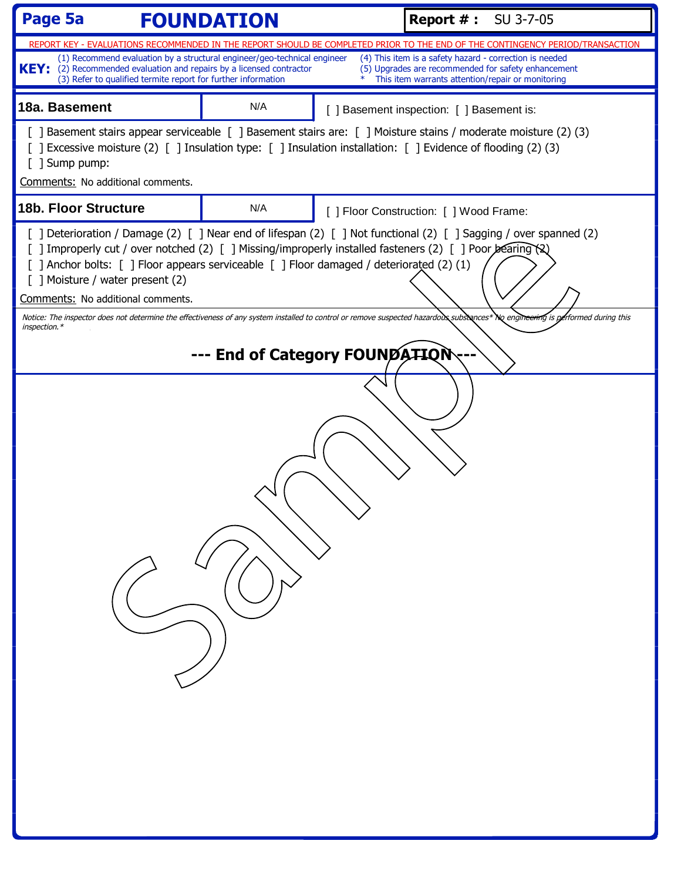# FOUNDATION

**Report # :** SU 3-7-05

REPORT KEY - EVALUATIONS RECOMMENDED IN THE REPORT SHOULD BE COMPLETED PRIOR TO THE END OF THE CONTINGENCY PERIOD/TRANSACTION

**KEY:**
(1) Recommend evaluation by a structural engineer/geo-technical engineer
(2) Recommended evaluation and repairs by a licensed contractor
(3) Refer to qualified termite report for further information
(4) This item is a safety hazard - correction is needed
(5) Upgrades are recommended for safety enhancement
* This item warrants attention/repair or monitoring

## 18a. Basement

N/A

[ ] Basement inspection: [ ] Basement is:

[ ] Basement stairs appear serviceable [ ] Basement stairs are: [ ] Moisture stains / moderate moisture (2) (3)
[ ] Excessive moisture (2) [ ] Insulation type: [ ] Insulation installation: [ ] Evidence of flooding (2) (3)
[ ] Sump pump:

Comments: No additional comments.

## 18b. Floor Structure

N/A

[ ] Floor Construction: [ ] Wood Frame:

[ ] Deterioration / Damage (2) [ ] Near end of lifespan (2) [ ] Not functional (2) [ ] Sagging / over spanned (2)
[ ] Improperly cut / over notched (2) [ ] Missing/improperly installed fasteners (2) [ ] Poor bearing (2)
[ ] Anchor bolts: [ ] Floor appears serviceable [ ] Floor damaged / deteriorated (2) (1)
[ ] Moisture / water present (2)

Comments: No additional comments.

*Notice: The inspector does not determine the effectiveness of any system installed to control or remove suspected hazardous substances* No engineering is performed during this inspection.**

**--- End of Category FOUNDATION ---**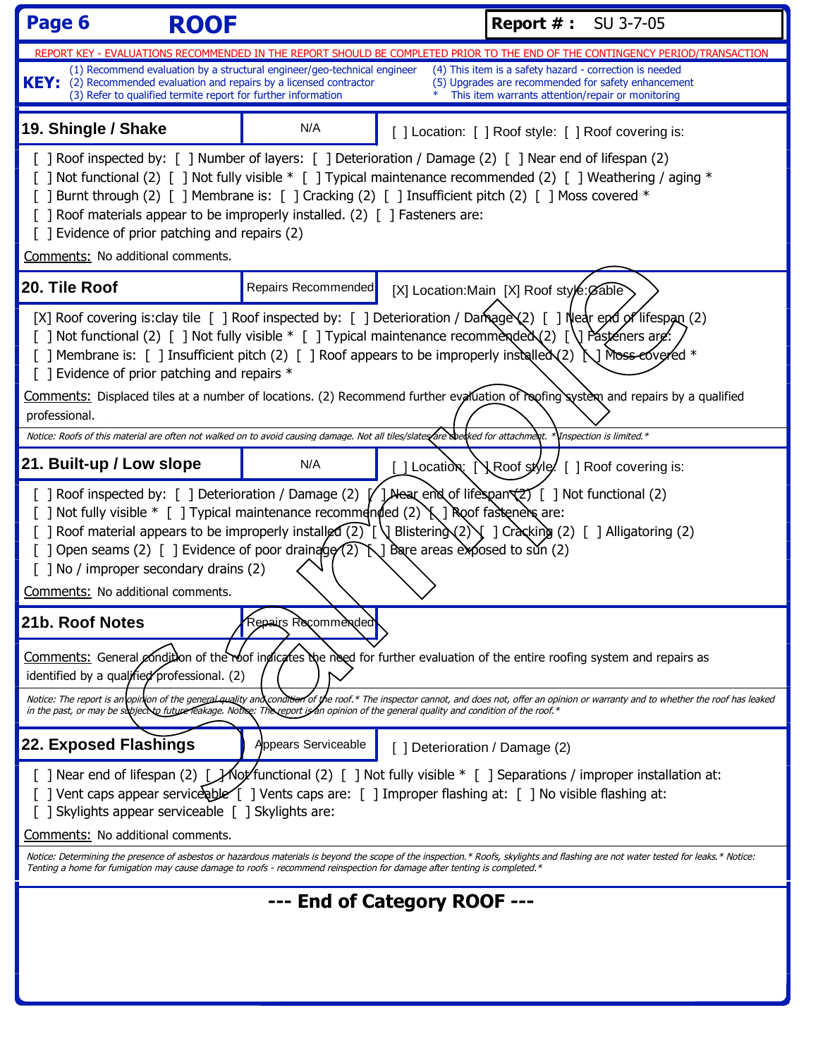# ROOF

**Report # :** SU 3-7-05

REPORT KEY - EVALUATIONS RECOMMENDED IN THE REPORT SHOULD BE COMPLETED PRIOR TO THE END OF THE CONTINGENCY PERIOD/TRANSACTION

**KEY:**
(1) Recommend evaluation by a structural engineer/geo-technical engineer
(2) Recommended evaluation and repairs by a licensed contractor
(3) Refer to qualified termite report for further information
(4) This item is a safety hazard - correction is needed
(5) Upgrades are recommended for safety enhancement
* This item warrants attention/repair or monitoring

## 19. Shingle / Shake — N/A

[ ] Location: [ ] Roof style: [ ] Roof covering is:

[ ] Roof inspected by: [ ] Number of layers: [ ] Deterioration / Damage (2) [ ] Near end of lifespan (2)
[ ] Not functional (2) [ ] Not fully visible * [ ] Typical maintenance recommended (2) [ ] Weathering / aging *
[ ] Burnt through (2) [ ] Membrane is: [ ] Cracking (2) [ ] Insufficient pitch (2) [ ] Moss covered *
[ ] Roof materials appear to be improperly installed. (2) [ ] Fasteners are:
[ ] Evidence of prior patching and repairs (2)

Comments: No additional comments.

## 20. Tile Roof — Repairs Recommended

[X] Location:Main [X] Roof style:Gable

[X] Roof covering is:clay tile [ ] Roof inspected by: [ ] Deterioration / Damage (2) [ ] Near end of lifespan (2)
[ ] Not functional (2) [ ] Not fully visible * [ ] Typical maintenance recommended (2) [ ] Fasteners are:
[ ] Membrane is: [ ] Insufficient pitch (2) [ ] Roof appears to be improperly installed (2) [ ] Moss covered *
[ ] Evidence of prior patching and repairs *

Comments: Displaced tiles at a number of locations. (2) Recommend further evaluation of roofing system and repairs by a qualified professional.

*Notice: Roofs of this material are often not walked on to avoid causing damage. Not all tiles/slates are checked for attachment. * Inspection is limited.**

## 21. Built-up / Low slope — N/A

[ ] Location: [ ] Roof style: [ ] Roof covering is:

[ ] Roof inspected by: [ ] Deterioration / Damage (2) [ ] Near end of lifespan (2) [ ] Not functional (2)
[ ] Not fully visible * [ ] Typical maintenance recommended (2) [ ] Roof fasteners are:
[ ] Roof material appear to be improperly installed (2) [ ] Blistering (2) [ ] Cracking (2) [ ] Alligatoring (2)
[ ] Open seams (2) [ ] Evidence of poor drainage (2) [ ] Bare areas exposed to sun (2)
[ ] No / improper secondary drains (2)

Comments: No additional comments.

## 21b. Roof Notes — Repairs Recommended

Comments: General condition of the roof indicates the need for further evaluation of the entire roofing system and repairs as identified by a qualified professional. (2)

*Notice: The report is an opinion of the general quality and condition of the roof.* The inspector cannot, and does not, offer an opinion or warranty and to whether the roof has leaked in the past, or may be subject to future leakage. Notice: The report is an opinion of the general quality and condition of the roof.**

## 22. Exposed Flashings — Appears Serviceable

[ ] Deterioration / Damage (2)

[ ] Near end of lifespan (2) [ ] Not functional (2) [ ] Not fully visible * [ ] Separations / improper installation at:
[ ] Vent caps appear serviceable [ ] Vents caps are: [ ] Improper flashing at: [ ] No visible flashing at:
[ ] Skylights appear serviceable [ ] Skylights are:

Comments: No additional comments.

*Notice: Determining the presence of asbestos or hazardous materials is beyond the scope of the inspection.* Roofs, skylights and flashing are not water tested for leaks.* Notice: Tenting a home for fumigation may cause damage to roofs - recommend reinspection for damage after tenting is completed.**

**--- End of Category ROOF ---**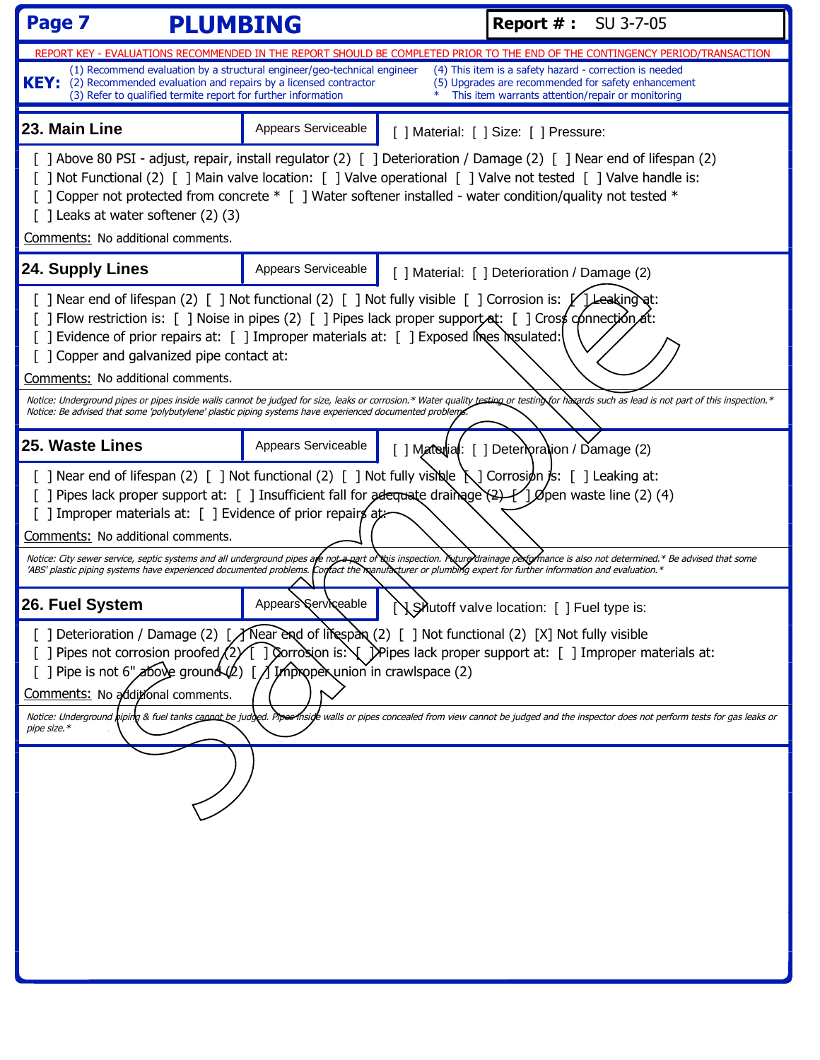# PLUMBING

**Report # :** SU 3-7-05

REPORT KEY - EVALUATIONS RECOMMENDED IN THE REPORT SHOULD BE COMPLETED PRIOR TO THE END OF THE CONTINGENCY PERIOD/TRANSACTION

**KEY:**
(1) Recommend evaluation by a structural engineer/geo-technical engineer
(2) Recommended evaluation and repairs by a licensed contractor
(3) Refer to qualified termite report for further information
(4) This item is a safety hazard - correction is needed
(5) Upgrades are recommended for safety enhancement
* This item warrants attention/repair or monitoring

## 23. Main Line

Appears Serviceable

[ ] Material: [ ] Size: [ ] Pressure:

[ ] Above 80 PSI - adjust, repair, install regulator (2) [ ] Deterioration / Damage (2) [ ] Near end of lifespan (2)
[ ] Not Functional (2) [ ] Main valve location: [ ] Valve operational [ ] Valve not tested [ ] Valve handle is:
[ ] Copper not protected from concrete * [ ] Water softener installed - water condition/quality not tested *
[ ] Leaks at water softener (2) (3)

Comments: No additional comments.

## 24. Supply Lines

Appears Serviceable

[ ] Material: [ ] Deterioration / Damage (2)

[ ] Near end of lifespan (2) [ ] Not functional (2) [ ] Not fully visible [ ] Corrosion is: [ ] Leaking at:
[ ] Flow restriction is: [ ] Noise in pipes (2) [ ] Pipes lack proper support at: [ ] Cross connection at:
[ ] Evidence of prior repairs at: [ ] Improper materials at: [ ] Exposed lines insulated:
[ ] Copper and galvanized pipe contact at:

Comments: No additional comments.

*Notice: Underground pipes or pipes inside walls cannot be judged for size, leaks or corrosion.* Water quality testing or testing for hazards such as lead is not part of this inspection.**
*Notice: Be advised that some 'polybutylene' plastic piping systems have experienced documented problems.*

## 25. Waste Lines

Appears Serviceable

[ ] Material: [ ] Deterioration / Damage (2)

[ ] Near end of lifespan (2) [ ] Not functional (2) [ ] Not fully visible [ ] Corrosion is: [ ] Leaking at:
[ ] Pipes lack proper support at: [ ] Insufficient fall for adequate drainage (2) [ ] Open waste line (2) (4)
[ ] Improper materials at: [ ] Evidence of prior repairs at:

Comments: No additional comments.

*Notice: City sewer service, septic systems and all underground pipes are not a part of this inspection. Future drainage performance is also not determined.* Be advised that some 'ABS' plastic piping systems have experienced documented problems. Contact the manufacturer or plumbing expert for further information and evaluation.**

## 26. Fuel System

Appears Serviceable

[ ] Shutoff valve location: [ ] Fuel type is:

[ ] Deterioration / Damage (2) [ ] Near end of lifespan (2) [ ] Not functional (2) [X] Not fully visible
[ ] Pipes not corrosion proofed (2) [ ] Corrosion is: [ ] Pipes lack proper support at: [ ] Improper materials at:
[ ] Pipe is not 6" above ground (2) [ ] Improper union in crawlspace (2)

Comments: No additional comments.

*Notice: Underground piping & fuel tanks cannot be judged. Pipes inside walls or pipes concealed from view cannot be judged and the inspector does not perform tests for gas leaks or pipe size.**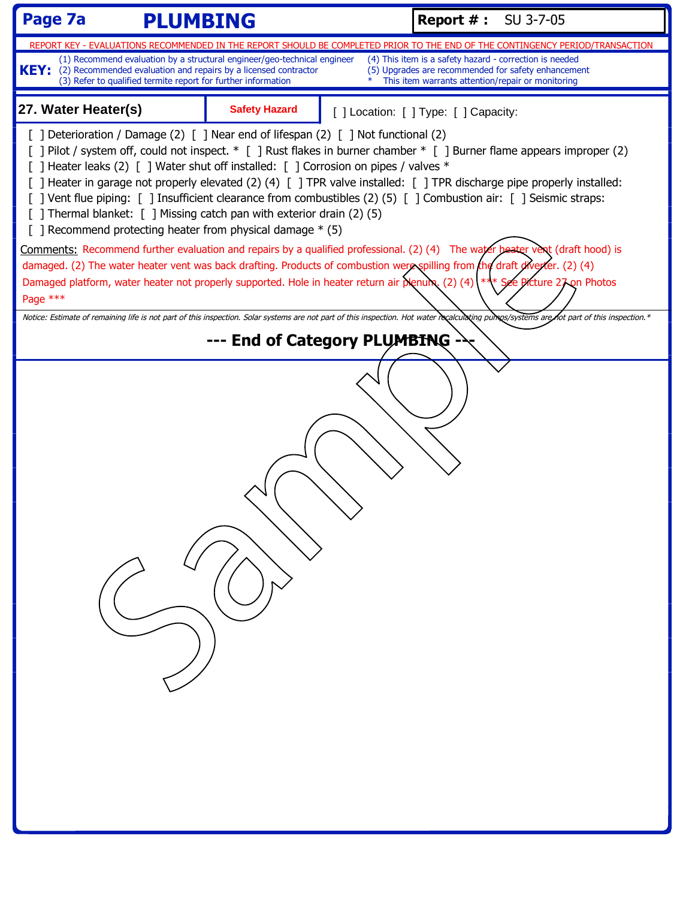# Page 7a PLUMBING

**Report # :** SU 3-7-05

REPORT KEY - EVALUATIONS RECOMMENDED IN THE REPORT SHOULD BE COMPLETED PRIOR TO THE END OF THE CONTINGENCY PERIOD/TRANSACTION

**KEY:**
(1) Recommend evaluation by a structural engineer/geo-technical engineer
(2) Recommended evaluation and repairs by a licensed contractor
(3) Refer to qualified termite report for further information
(4) This item is a safety hazard - correction is needed
(5) Upgrades are recommended for safety enhancement
* This item warrants attention/repair or monitoring

## 27. Water Heater(s)

**Safety Hazard**

[ ] Location: [ ] Type: [ ] Capacity:

[ ] Deterioration / Damage (2) [ ] Near end of lifespan (2) [ ] Not functional (2)
[ ] Pilot / system off, could not inspect. * [ ] Rust flakes in burner chamber * [ ] Burner flame appears improper (2)
[ ] Heater leaks (2) [ ] Water shut off installed: [ ] Corrosion on pipes / valves *
[ ] Heater in garage not properly elevated (2) (4) [ ] TPR valve installed: [ ] TPR discharge pipe properly installed:
[ ] Vent flue piping: [ ] Insufficient clearance from combustibles (2) (5) [ ] Combustion air: [ ] Seismic straps:
[ ] Thermal blanket: [ ] Missing catch pan with exterior drain (2) (5)
[ ] Recommend protecting heater from physical damage * (5)

Comments: Recommend further evaluation and repairs by a qualified professional. (2) (4) The water heater vent (draft hood) is damaged. (2) The water heater vent was back drafting. Products of combustion were spilling from the draft diverter. (2) (4) Damaged platform, water heater not properly supported. Hole in heater return air plenum. (2) (4) *** See Picture 27 on Photos Page ***

*Notice: Estimate of remaining life is not part of this inspection. Solar systems are not part of this inspection. Hot water recalculating pumps/systems are not part of this inspection.**

**--- End of Category PLUMBING ---**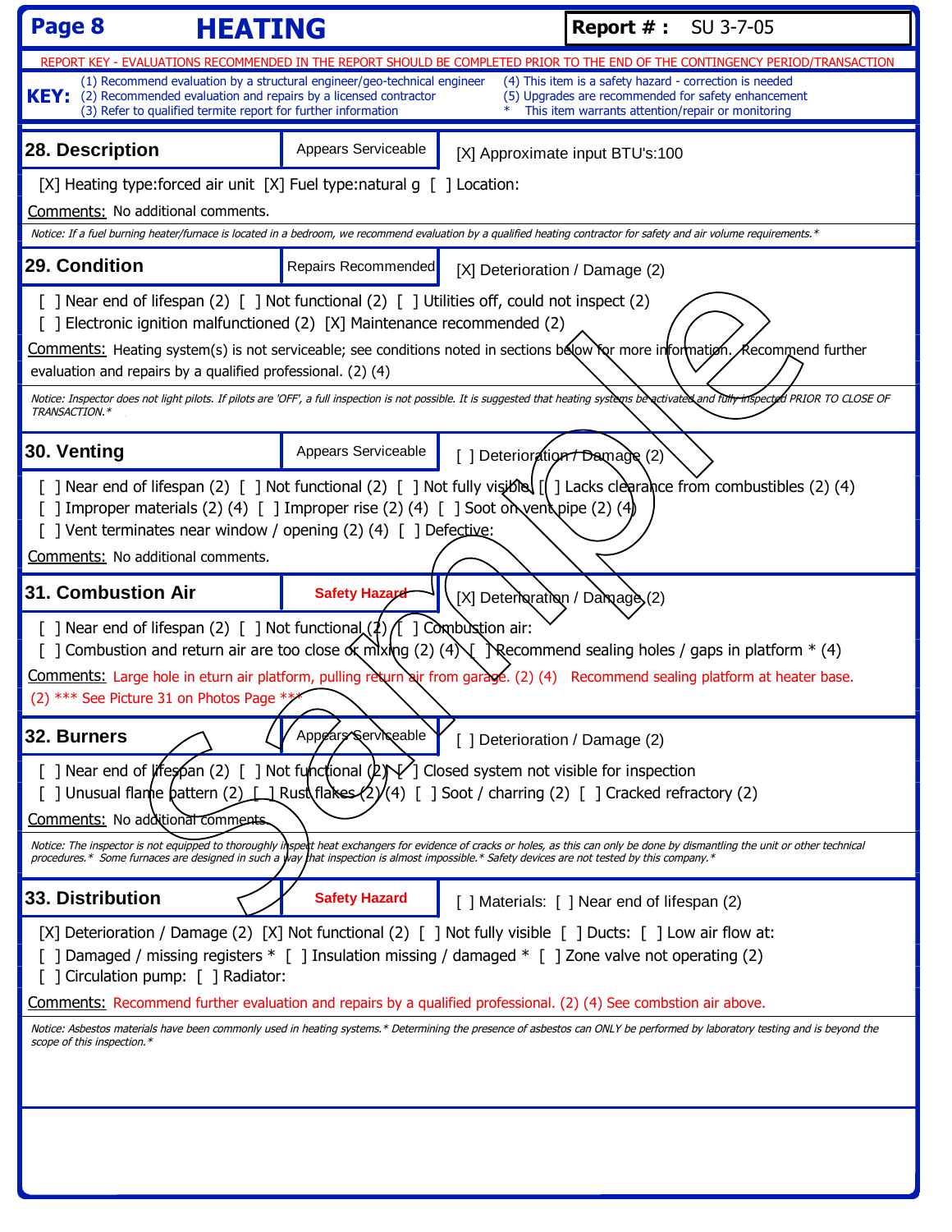# HEATING

**Report # :** SU 3-7-05

REPORT KEY - EVALUATIONS RECOMMENDED IN THE REPORT SHOULD BE COMPLETED PRIOR TO THE END OF THE CONTINGENCY PERIOD/TRANSACTION

**KEY:**
(1) Recommend evaluation by a structural engineer/geo-technical engineer
(2) Recommended evaluation and repairs by a licensed contractor
(3) Refer to qualified termite report for further information
(4) This item is a safety hazard - correction is needed
(5) Upgrades are recommended for safety enhancement
* This item warrants attention/repair or monitoring

## 28. Description — Appears Serviceable

[X] Approximate input BTU's:100

[X] Heating type:forced air unit [X] Fuel type:natural g [ ] Location:

Comments: No additional comments.

*Notice: If a fuel burning heater/furnace is located in a bedroom, we recommend evaluation by a qualified heating contractor for safety and air volume requirements.**

## 29. Condition — Repairs Recommended

[X] Deterioration / Damage (2)

[ ] Near end of lifespan (2) [ ] Not functional (2) [ ] Utilities off, could not inspect (2)
[ ] Electronic ignition malfunctioned (2) [X] Maintenance recommended (2)

Comments: Heating system(s) is not serviceable; see conditions noted in sections below for more information. Recommend further evaluation and repairs by a qualified professional. (2) (4)

*Notice: Inspector does not light pilots. If pilots are 'OFF', a full inspection is not possible. It is suggested that heating systems be activated and fully inspected PRIOR TO CLOSE OF TRANSACTION.**

## 30. Venting — Appears Serviceable

[ ] Deterioration / Damage (2)

[ ] Near end of lifespan (2) [ ] Not functional (2) [ ] Not fully visible [ ] Lacks clearance from combustibles (2) (4)
[ ] Improper materials (2) (4) [ ] Improper rise (2) (4) [ ] Soot on vent pipe (2) (4)
[ ] Vent terminates near window / opening (2) (4) [ ] Defective:

Comments: No additional comments.

## 31. Combustion Air — Safety Hazard

[X] Deterioration / Damage (2)

[ ] Near end of lifespan (2) [ ] Not functional (2) [ ] Combustion air:
[ ] Combustion and return air are too close or mixing (2) (4) [ ] Recommend sealing holes / gaps in platform * (4)

Comments: Large hole in eturn air platform, pulling return air from garage. (2) (4) Recommend sealing platform at heater base. (2) *** See Picture 31 on Photos Page ***

## 32. Burners — Appears Serviceable

[ ] Deterioration / Damage (2)

[ ] Near end of lifespan (2) [ ] Not functional (2) [✓] Closed system not visible for inspection
[ ] Unusual flame pattern (2) [ ] Rust flakes (2) (4) [ ] Soot / charring (2) [ ] Cracked refractory (2)

Comments: No additional comments.

*Notice: The inspector is not equipped to thoroughly inspect heat exchangers for evidence of cracks or holes, as this can only be done by dismantling the unit or other technical procedures.* Some furnaces are designed in such a way that inspection is almost impossible.* Safety devices are not tested by this company.**

## 33. Distribution — Safety Hazard

[ ] Materials: [ ] Near end of lifespan (2)

[X] Deterioration / Damage (2) [X] Not functional (2) [ ] Not fully visible [ ] Ducts: [ ] Low air flow at:
[ ] Damaged / missing registers * [ ] Insulation missing / damaged * [ ] Zone valve not operating (2)
[ ] Circulation pump: [ ] Radiator:

Comments: Recommend further evaluation and repairs by a qualified professional. (2) (4) See combstion air above.

*Notice: Asbestos materials have been commonly used in heating systems.* Determining the presence of asbestos can ONLY be performed by laboratory testing and is beyond the scope of this inspection.**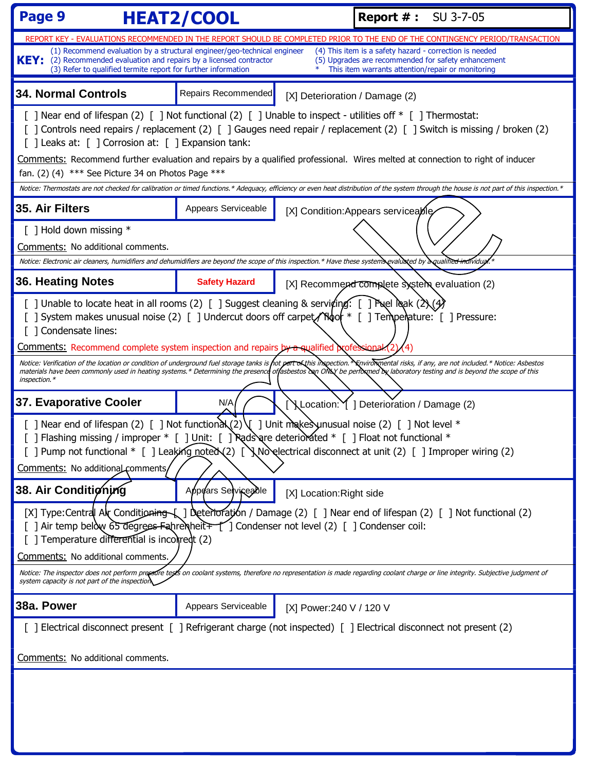# HEAT2/COOL

**Report # :** SU 3-7-05

REPORT KEY - EVALUATIONS RECOMMENDED IN THE REPORT SHOULD BE COMPLETED PRIOR TO THE END OF THE CONTINGENCY PERIOD/TRANSACTION

**KEY:**
(1) Recommend evaluation by a structural engineer/geo-technical engineer
(2) Recommended evaluation and repairs by a licensed contractor
(3) Refer to qualified termite report for further information
(4) This item is a safety hazard - correction is needed
(5) Upgrades are recommended for safety enhancement
* This item warrants attention/repair or monitoring

## 34. Normal Controls

**Repairs Recommended** — [X] Deterioration / Damage (2)

[ ] Near end of lifespan (2) [ ] Not functional (2) [ ] Unable to inspect - utilities off * [ ] Thermostat:
[ ] Controls need repairs / replacement (2) [ ] Gauges need repair / replacement (2) [ ] Switch is missing / broken (2)
[ ] Leaks at: [ ] Corrosion at: [ ] Expansion tank:

Comments: Recommend further evaluation and repairs by a qualified professional. Wires melted at connection to right of inducer fan. (2) (4) *** See Picture 34 on Photos Page ***

*Notice: Thermostats are not checked for calibration or timed functions.* Adequacy, efficiency or even heat distribution of the system through the house is not part of this inspection.**

## 35. Air Filters

**Appears Serviceable** — [X] Condition:Appears serviceable

[ ] Hold down missing *

Comments: No additional comments.

*Notice: Electronic air cleaners, humidifiers and dehumidifiers are beyond the scope of this inspection.* Have these systems evaluated by a qualified individual.**

## 36. Heating Notes

**Safety Hazard** — [X] Recommend complete system evaluation (2)

[ ] Unable to locate heat in all rooms (2) [ ] Suggest cleaning & servicing: [ ] Fuel leak (2) (4)
[ ] System makes unusual noise (2) [ ] Undercut doors off carpet / floor * [ ] Temperature: [ ] Pressure:
[ ] Condensate lines:

Comments: Recommend complete system inspection and repairs by a qualified professional. (2) (4)

*Notice: Verification of the location or condition of underground fuel storage tanks is not part of this inspection.* Environmental risks, if any, are not included.* Notice: Asbestos materials have been commonly used in heating systems.* Determining the presence of asbestos can ONLY be performed by laboratory testing and is beyond the scope of this inspection.**

## 37. Evaporative Cooler

**N/A** — [ ] Location: [ ] Deterioration / Damage (2)

[ ] Near end of lifespan (2) [ ] Not functional (2) [ ] Unit makes unusual noise (2) [ ] Not level *
[ ] Flashing missing / improper * [ ] Unit: [ ] Pads are deteriorated * [ ] Float not functional *
[ ] Pump not functional * [ ] Leaking noted (2) [ ] No electrical disconnect at unit (2) [ ] Improper wiring (2)

Comments: No additional comments.

## 38. Air Conditioning

**Appears Serviceable** — [X] Location:Right side

[X] Type:Central Air Conditioning [ ] Deterioration / Damage (2) [ ] Near end of lifespan (2) [ ] Not functional (2)
[ ] Air temp below 65 degrees Fahrenheit+ [ ] Condenser not level (2) [ ] Condenser coil:
[ ] Temperature differential is incorrect (2)

Comments: No additional comments.

*Notice: The inspector does not perform pressure tests on coolant systems, therefore no representation is made regarding coolant charge or line integrity. Subjective judgment of system capacity is not part of the inspection.**

## 38a. Power

**Appears Serviceable** — [X] Power:240 V / 120 V

[ ] Electrical disconnect present [ ] Refrigerant charge (not inspected) [ ] Electrical disconnect not present (2)

Comments: No additional comments.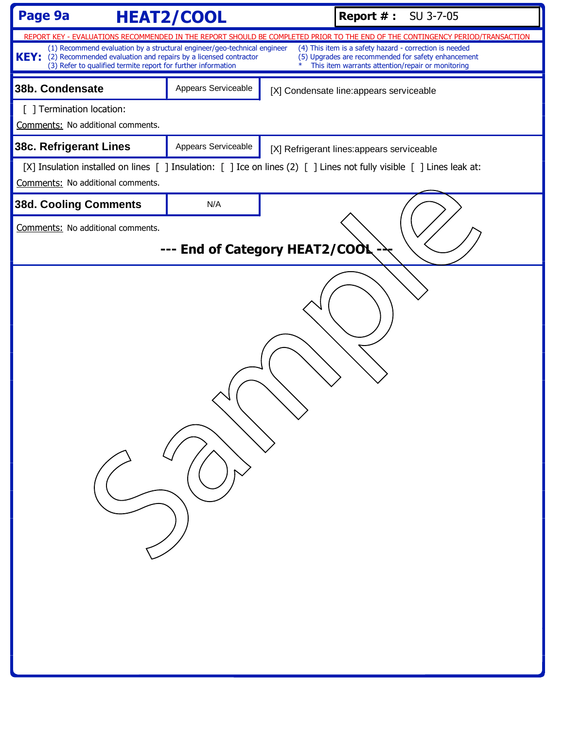# Page 9a HEAT2/COOL

**Report # :** SU 3-7-05

REPORT KEY - EVALUATIONS RECOMMENDED IN THE REPORT SHOULD BE COMPLETED PRIOR TO THE END OF THE CONTINGENCY PERIOD/TRANSACTION

**KEY:**
(1) Recommend evaluation by a structural engineer/geo-technical engineer
(2) Recommended evaluation and repairs by a licensed contractor
(3) Refer to qualified termite report for further information
(4) This item is a safety hazard - correction is needed
(5) Upgrades are recommended for safety enhancement
* This item warrants attention/repair or monitoring

## 38b. Condensate

Appears Serviceable

[X] Condensate line:appears serviceable

[ ] Termination location:

Comments: No additional comments.

## 38c. Refrigerant Lines

Appears Serviceable

[X] Refrigerant lines:appears serviceable

[X] Insulation installed on lines [ ] Insulation: [ ] Ice on lines (2) [ ] Lines not fully visible [ ] Lines leak at:

Comments: No additional comments.

## 38d. Cooling Comments

N/A

Comments: No additional comments.

**--- End of Category HEAT2/COOL ---**

Sample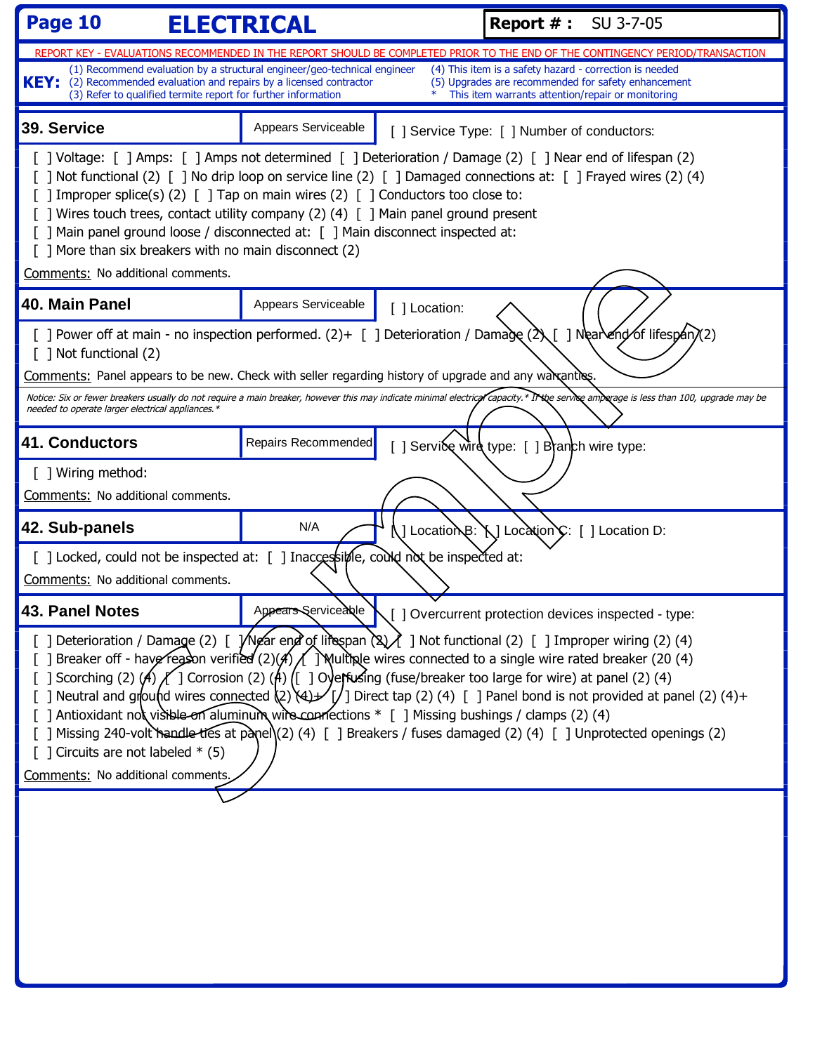# ELECTRICAL

**Report # :** SU 3-7-05

REPORT KEY - EVALUATIONS RECOMMENDED IN THE REPORT SHOULD BE COMPLETED PRIOR TO THE END OF THE CONTINGENCY PERIOD/TRANSACTION

**KEY:**
(1) Recommend evaluation by a structural engineer/geo-technical engineer
(2) Recommended evaluation and repairs by a licensed contractor
(3) Refer to qualified termite report for further information
(4) This item is a safety hazard - correction is needed
(5) Upgrades are recommended for safety enhancement
* This item warrants attention/repair or monitoring

## 39. Service — Appears Serviceable

[ ] Service Type: [ ] Number of conductors:

[ ] Voltage: [ ] Amps: [ ] Amps not determined [ ] Deterioration / Damage (2) [ ] Near end of lifespan (2)
[ ] Not functional (2) [ ] No drip loop on service line (2) [ ] Damaged connections at: [ ] Frayed wires (2) (4)
[ ] Improper splice(s) (2) [ ] Tap on main wires (2) [ ] Conductors too close to:
[ ] Wires touch trees, contact utility company (2) (4) [ ] Main panel ground present
[ ] Main panel ground loose / disconnected at: [ ] Main disconnect inspected at:
[ ] More than six breakers with no main disconnect (2)

Comments: No additional comments.

## 40. Main Panel — Appears Serviceable

[ ] Location:

[ ] Power off at main - no inspection performed. (2)+ [ ] Deterioration / Damage (2) [ ] Near end of lifespan (2)
[ ] Not functional (2)

Comments: Panel appears to be new. Check with seller regarding history of upgrade and any warranties.

*Notice: Six or fewer breakers usually do not require a main breaker, however this may indicate minimal electrical capacity.* If the service amperage is less than 100, upgrade may be needed to operate larger electrical appliances.**

## 41. Conductors — Repairs Recommended

[ ] Service wire type: [ ] Branch wire type:

[ ] Wiring method:

Comments: No additional comments.

## 42. Sub-panels — N/A

[ ] Location B: [ ] Location C: [ ] Location D:

[ ] Locked, could not be inspected at: [ ] Inaccessible, could not be inspected at:

Comments: No additional comments.

## 43. Panel Notes — Appears Serviceable

[ ] Overcurrent protection devices inspected - type:

[ ] Deterioration / Damage (2) [ ] Near end of lifespan (2) [ ] Not functional (2) [ ] Improper wiring (2) (4)
[ ] Breaker off - have reason verified (2)(4) [ ] Multiple wires connected to a single wire rated breaker (20 (4)
[ ] Scorching (2) (4) [ ] Corrosion (2) (4) [ ] Overfusing (fuse/breaker too large for wire) at panel (2) (4)
[ ] Neutral and ground wires connected (2) (4)+ [ ] Direct tap (2) (4) [ ] Panel bond is not provided at panel (2) (4)+
[ ] Antioxidant not visible on aluminum wire connections * [ ] Missing bushings / clamps (2) (4)
[ ] Missing 240-volt handle ties at panel (2) (4) [ ] Breakers / fuses damaged (2) (4) [ ] Unprotected openings (2)
[ ] Circuits are not labeled * (5)

Comments: No additional comments.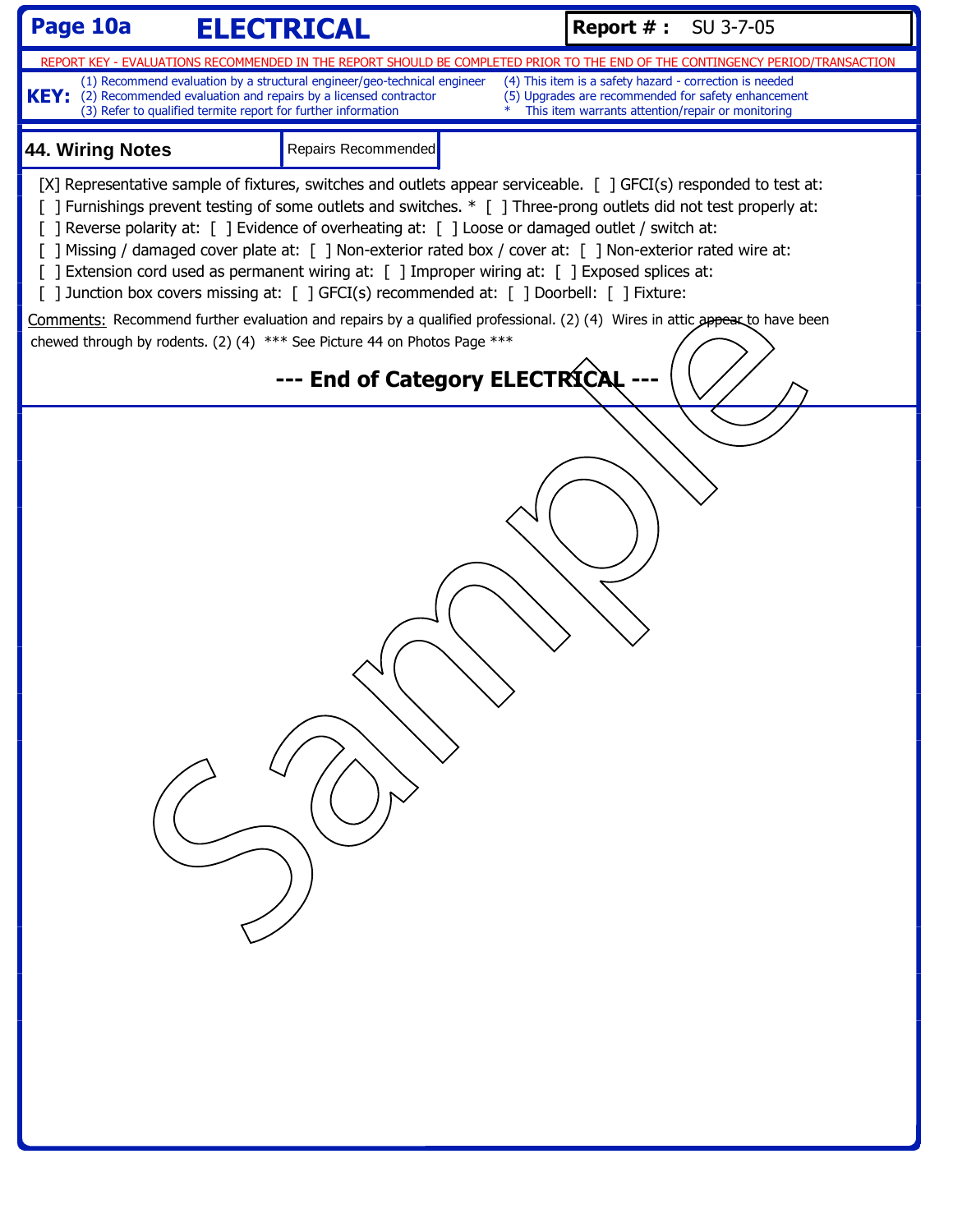# Page 10a ELECTRICAL

**Report # :** SU 3-7-05

REPORT KEY - EVALUATIONS RECOMMENDED IN THE REPORT SHOULD BE COMPLETED PRIOR TO THE END OF THE CONTINGENCY PERIOD/TRANSACTION

**KEY:**
(1) Recommend evaluation by a structural engineer/geo-technical engineer
(2) Recommended evaluation and repairs by a licensed contractor
(3) Refer to qualified termite report for further information
(4) This item is a safety hazard - correction is needed
(5) Upgrades are recommended for safety enhancement
* This item warrants attention/repair or monitoring

## 44. Wiring Notes

Repairs Recommended

[X] Representative sample of fixtures, switches and outlets appear serviceable. [ ] GFCI(s) responded to test at:
[ ] Furnishings prevent testing of some outlets and switches. * [ ] Three-prong outlets did not test properly at:
[ ] Reverse polarity at: [ ] Evidence of overheating at: [ ] Loose or damaged outlet / switch at:
[ ] Missing / damaged cover plate at: [ ] Non-exterior rated box / cover at: [ ] Non-exterior rated wire at:
[ ] Extension cord used as permanent wiring at: [ ] Improper wiring at: [ ] Exposed splices at:
[ ] Junction box covers missing at: [ ] GFCI(s) recommended at: [ ] Doorbell: [ ] Fixture:

Comments: Recommend further evaluation and repairs by a qualified professional. (2) (4) Wires in attic appear to have been chewed through by rodents. (2) (4) *** See Picture 44 on Photos Page ***

**--- End of Category ELECTRICAL ---**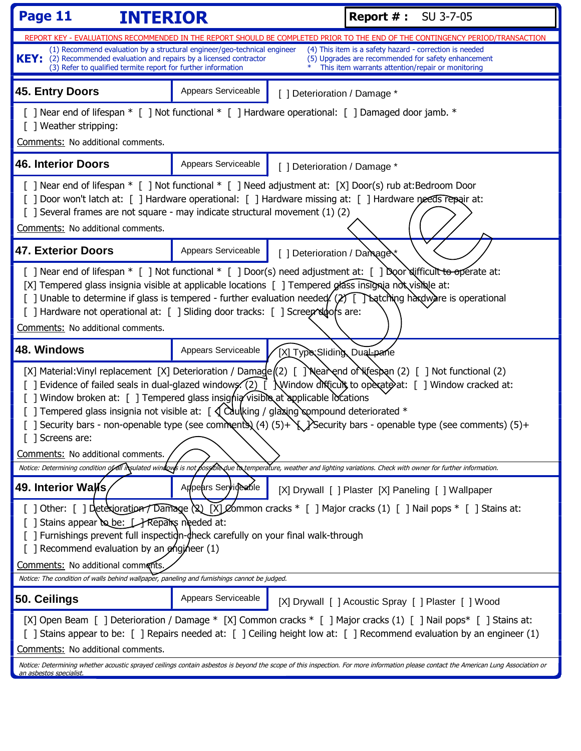# INTERIOR

**Report # :** SU 3-7-05

REPORT KEY - EVALUATIONS RECOMMENDED IN THE REPORT SHOULD BE COMPLETED PRIOR TO THE END OF THE CONTINGENCY PERIOD/TRANSACTION

**KEY:**
(1) Recommend evaluation by a structural engineer/geo-technical engineer
(2) Recommended evaluation and repairs by a licensed contractor
(3) Refer to qualified termite report for further information
(4) This item is a safety hazard - correction is needed
(5) Upgrades are recommended for safety enhancement
* This item warrants attention/repair or monitoring

## 45. Entry Doors

Appears Serviceable

[ ] Deterioration / Damage *

[ ] Near end of lifespan * [ ] Not functional * [ ] Hardware operational: [ ] Damaged door jamb. *
[ ] Weather stripping:

Comments: No additional comments.

## 46. Interior Doors

Appears Serviceable

[ ] Deterioration / Damage *

[ ] Near end of lifespan * [ ] Not functional * [ ] Need adjustment at: [X] Door(s) rub at:Bedroom Door
[ ] Door won't latch at: [ ] Hardware operational: [ ] Hardware missing at: [ ] Hardware needs repair at:
[ ] Several frames are not square - may indicate structural movement (1) (2)

Comments: No additional comments.

## 47. Exterior Doors

Appears Serviceable

[ ] Deterioration / Damage *

[ ] Near end of lifespan * [ ] Not functional * [ ] Door(s) need adjustment at: [ ] Door difficult to operate at:
[X] Tempered glass insignia visible at applicable locations [ ] Tempered glass insignia not visible at:
[ ] Unable to determine if glass is tempered - further evaluation needed (2) [ ] Latching hardware is operational
[ ] Hardware not operational at: [ ] Sliding door tracks: [ ] Screen doors are:

Comments: No additional comments.

## 48. Windows

Appears Serviceable

[X] Type:Sliding, Dual-pane

[X] Material:Vinyl replacement [X] Deterioration / Damage (2) [ ] Near end of lifespan (2) [ ] Not functional (2)
[ ] Evidence of failed seals in dual-glazed windows (2) [ ] Window difficult to operate at: [ ] Window cracked at:
[ ] Window broken at: [ ] Tempered glass insignia visible at applicable locations
[ ] Tempered glass insignia not visible at: [ ] Caulking / glazing compound deteriorated *
[ ] Security bars - non-openable type (see comments) (4) (5)+ [ ] Security bars - openable type (see comments) (5)+
[ ] Screens are:

Comments: No additional comments.

*Notice: Determining condition of all insulated windows is not possible due to temperature, weather and lighting variations. Check with owner for further information.*

## 49. Interior Walls

Appears Serviceable

[X] Drywall [ ] Plaster [X] Paneling [ ] Wallpaper

[ ] Other: [ ] Deterioration / Damage (2) [X] Common cracks * [ ] Major cracks (1) [ ] Nail pops * [ ] Stains at:
[ ] Stains appear to be: [ ] Repairs needed at:
[ ] Furnishings prevent full inspection-check carefully on your final walk-through
[ ] Recommend evaluation by an engineer (1)

Comments: No additional comments.

*Notice: The condition of walls behind wallpaper, paneling and furnishings cannot be judged.*

## 50. Ceilings

Appears Serviceable

[X] Drywall [ ] Acoustic Spray [ ] Plaster [ ] Wood

[X] Open Beam [ ] Deterioration / Damage * [X] Common cracks * [ ] Major cracks (1) [ ] Nail pops* [ ] Stains at:
[ ] Stains appear to be: [ ] Repairs needed at: [ ] Ceiling height low at: [ ] Recommend evaluation by an engineer (1)

Comments: No additional comments.

*Notice: Determining whether acoustic sprayed ceilings contain asbestos is beyond the scope of this inspection. For more information please contact the American Lung Association or an asbestos specialist.*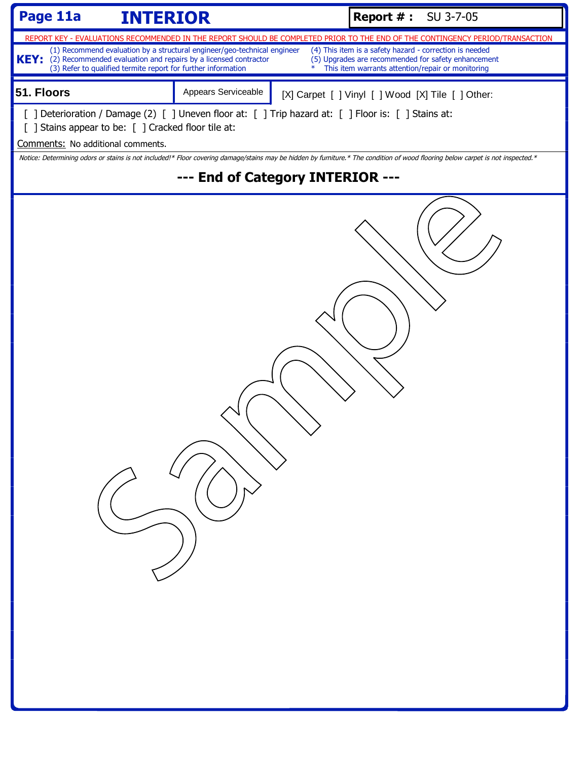# INTERIOR

**Report # :** SU 3-7-05

REPORT KEY - EVALUATIONS RECOMMENDED IN THE REPORT SHOULD BE COMPLETED PRIOR TO THE END OF THE CONTINGENCY PERIOD/TRANSACTION

**KEY:**
(1) Recommend evaluation by a structural engineer/geo-technical engineer
(2) Recommended evaluation and repairs by a licensed contractor
(3) Refer to qualified termite report for further information
(4) This item is a safety hazard - correction is needed
(5) Upgrades are recommended for safety enhancement
* This item warrants attention/repair or monitoring

## 51. Floors

Appears Serviceable

[X] Carpet [ ] Vinyl [ ] Wood [X] Tile [ ] Other:

[ ] Deterioration / Damage (2) [ ] Uneven floor at: [ ] Trip hazard at: [ ] Floor is: [ ] Stains at:
[ ] Stains appear to be: [ ] Cracked floor tile at:

Comments: No additional comments.

*Notice: Determining odors or stains is not included!* Floor covering damage/stains may be hidden by furniture.* The condition of wood flooring below carpet is not inspected.**

**--- End of Category INTERIOR ---**

Sample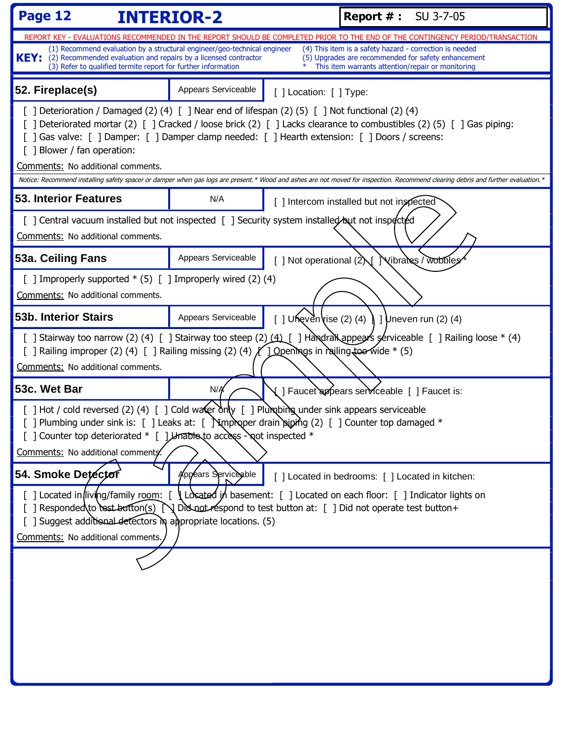# INTERIOR-2

**Report # :** SU 3-7-05

REPORT KEY - EVALUATIONS RECOMMENDED IN THE REPORT SHOULD BE COMPLETED PRIOR TO THE END OF THE CONTINGENCY PERIOD/TRANSACTION

**KEY:**
(1) Recommend evaluation by a structural engineer/geo-technical engineer
(2) Recommended evaluation and repairs by a licensed contractor
(3) Refer to qualified termite report for further information
(4) This item is a safety hazard - correction is needed
(5) Upgrades are recommended for safety enhancement
* This item warrants attention/repair or monitoring

## 52. Fireplace(s)

Appears Serviceable

[ ] Location: [ ] Type:

[ ] Deterioration / Damaged (2) (4) [ ] Near end of lifespan (2) (5) [ ] Not functional (2) (4)
[ ] Deteriorated mortar (2) [ ] Cracked / loose brick (2) [ ] Lacks clearance to combustibles (2) (5) [ ] Gas piping:
[ ] Gas valve: [ ] Damper: [ ] Damper clamp needed: [ ] Hearth extension: [ ] Doors / screens:
[ ] Blower / fan operation:

Comments: No additional comments.

*Notice: Recommend installing safety spacer or damper when gas logs are present.* Wood and ashes are not moved for inspection. Recommend clearing debris and further evaluation.**

## 53. Interior Features

N/A

[ ] Intercom installed but not inspected
[ ] Central vacuum installed but not inspected [ ] Security system installed but not inspected

Comments: No additional comments.

## 53a. Ceiling Fans

Appears Serviceable

[ ] Not operational (2) [ ] Vibrates / wobbles *
[ ] Improperly supported * (5) [ ] Improperly wired (2) (4)

Comments: No additional comments.

## 53b. Interior Stairs

Appears Serviceable

[ ] Uneven rise (2) (4) [ ] Uneven run (2) (4)
[ ] Stairway too narrow (2) (4) [ ] Stairway too steep (2) (4) [ ] Handrail appears serviceable [ ] Railing loose * (4)
[ ] Railing improper (2) (4) [ ] Railing missing (2) (4) [ ] Openings in railing too wide * (5)

Comments: No additional comments.

## 53c. Wet Bar

N/A

[ ] Faucet appears serviceable [ ] Faucet is:
[ ] Hot / cold reversed (2) (4) [ ] Cold water only [ ] Plumbing under sink appears serviceable
[ ] Plumbing under sink is: [ ] Leaks at: [ ] Improper drain piping (2) [ ] Counter top damaged *
[ ] Counter top deteriorated * [ ] Unable to access - not inspected *

Comments: No additional comments.

## 54. Smoke Detector

Appears Serviceable

[ ] Located in bedrooms: [ ] Located in kitchen:
[ ] Located in living/family room: [ ] Located in basement: [ ] Located on each floor: [ ] Indicator lights on
[ ] Responded to test button(s) [ ] Did not respond to test button at: [ ] Did not operate test button+
[ ] Suggest additional detectors in appropriate locations. (5)

Comments: No additional comments.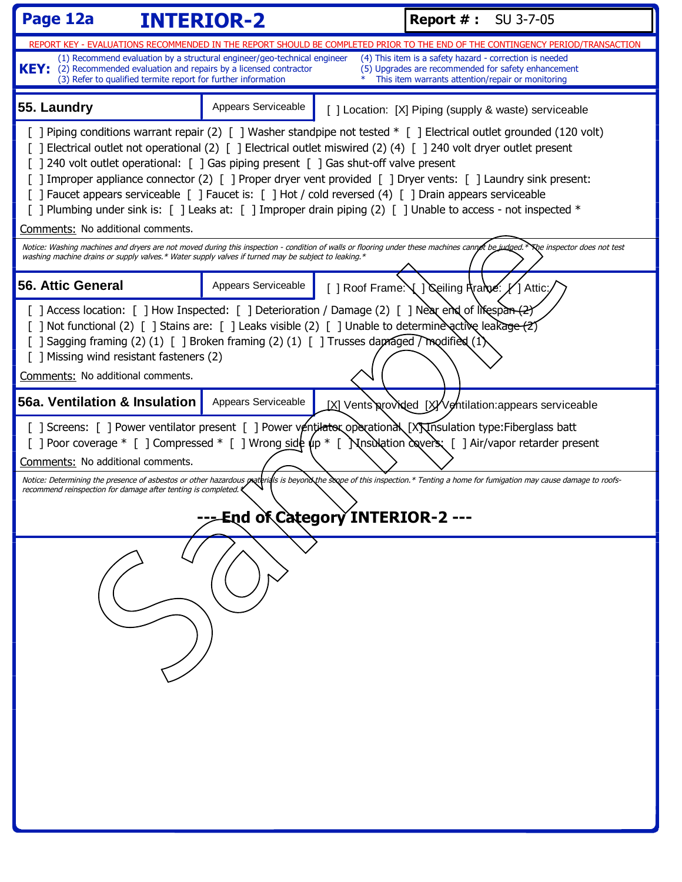# Page 12a INTERIOR-2

**Report # :** SU 3-7-05

REPORT KEY - EVALUATIONS RECOMMENDED IN THE REPORT SHOULD BE COMPLETED PRIOR TO THE END OF THE CONTINGENCY PERIOD/TRANSACTION

**KEY:**
(1) Recommend evaluation by a structural engineer/geo-technical engineer
(2) Recommended evaluation and repairs by a licensed contractor
(3) Refer to qualified termite report for further information
(4) This item is a safety hazard - correction is needed
(5) Upgrades are recommended for safety enhancement
* This item warrants attention/repair or monitoring

## 55. Laundry

Appears Serviceable

[ ] Location: [X] Piping (supply & waste) serviceable

[ ] Piping conditions warrant repair (2) [ ] Washer standpipe not tested * [ ] Electrical outlet grounded (120 volt)
[ ] Electrical outlet not operational (2) [ ] Electrical outlet miswired (2) (4) [ ] 240 volt dryer outlet present
[ ] 240 volt outlet operational: [ ] Gas piping present [ ] Gas shut-off valve present
[ ] Improper appliance connector (2) [ ] Proper dryer vent provided [ ] Dryer vents: [ ] Laundry sink present:
[ ] Faucet appears serviceable [ ] Faucet is: [ ] Hot / cold reversed (4) [ ] Drain appears serviceable
[ ] Plumbing under sink is: [ ] Leaks at: [ ] Improper drain piping (2) [ ] Unable to access - not inspected *

Comments: No additional comments.

*Notice: Washing machines and dryers are not moved during this inspection - condition of walls or flooring under these machines cannot be judged.* The inspector does not test washing machine drains or supply valves.* Water supply valves if turned may be subject to leaking.*

## 56. Attic General

Appears Serviceable

[ ] Roof Frame: [ ] Ceiling Frame: [ ] Attic:

[ ] Access location: [ ] How Inspected: [ ] Deterioration / Damage (2) [ ] Near end of lifespan (2)
[ ] Not functional (2) [ ] Stains are: [ ] Leaks visible (2) [ ] Unable to determine active leakage (2)
[ ] Sagging framing (2) (1) [ ] Broken framing (2) (1) [ ] Trusses damaged / modified (1)
[ ] Missing wind resistant fasteners (2)

Comments: No additional comments.

## 56a. Ventilation & Insulation

Appears Serviceable

[X] Vents provided [X] Ventilation:appears serviceable

[ ] Screens: [ ] Power ventilator present [ ] Power ventilator operational [X] Insulation type:Fiberglass batt
[ ] Poor coverage * [ ] Compressed * [ ] Wrong side up * [ ] Insulation covers: [ ] Air/vapor retarder present

Comments: No additional comments.

*Notice: Determining the presence of asbestos or other hazardous materials is beyond the scope of this inspection.* Tenting a home for fumigation may cause damage to roofs- recommend reinspection for damage after tenting is completed.**

**--- End of Category INTERIOR-2 ---**

Sample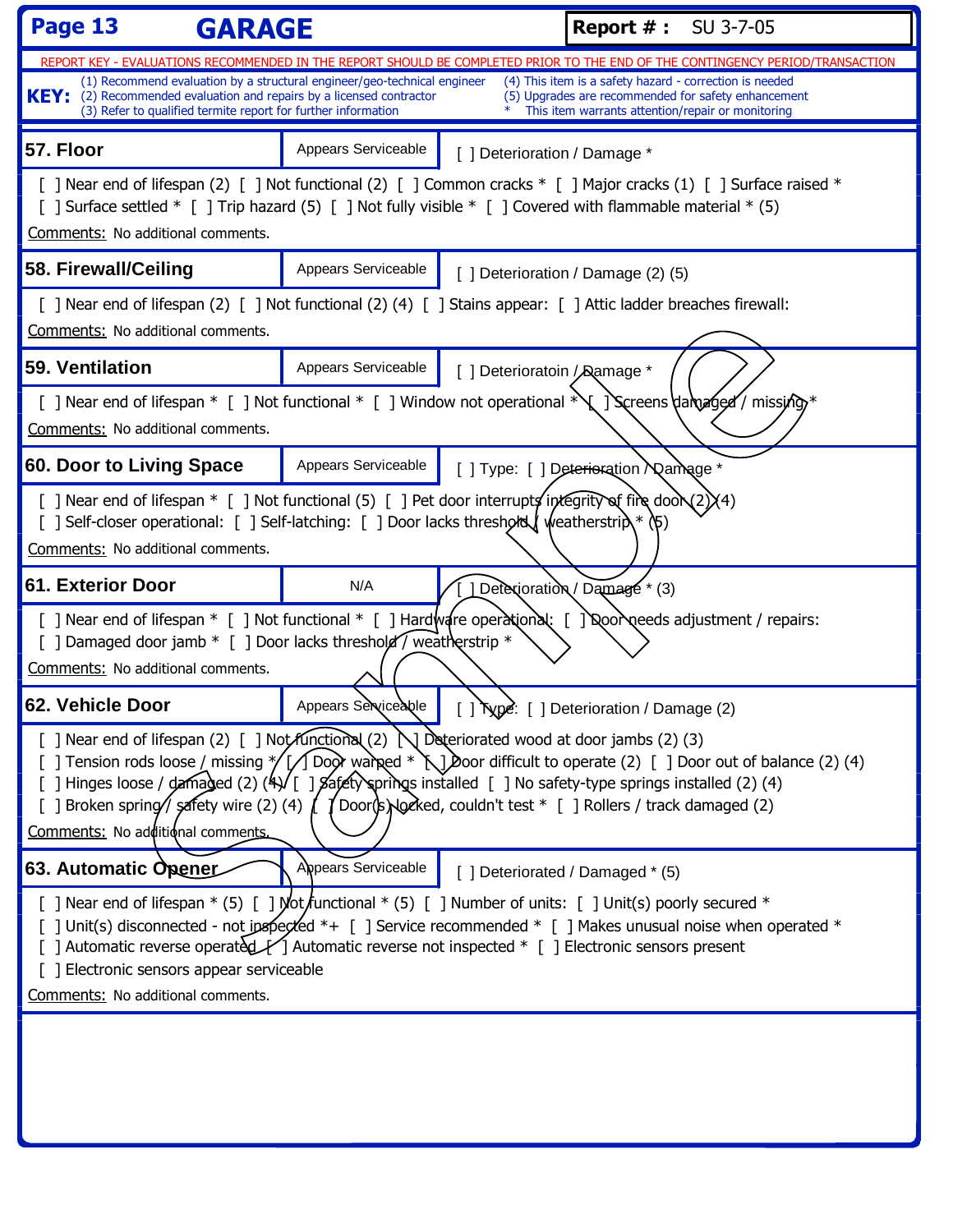# GARAGE

**Report # :** SU 3-7-05

REPORT KEY - EVALUATIONS RECOMMENDED IN THE REPORT SHOULD BE COMPLETED PRIOR TO THE END OF THE CONTINGENCY PERIOD/TRANSACTION

**KEY:**
(1) Recommend evaluation by a structural engineer/geo-technical engineer
(2) Recommended evaluation and repairs by a licensed contractor
(3) Refer to qualified termite report for further information
(4) This item is a safety hazard - correction is needed
(5) Upgrades are recommended for safety enhancement
* This item warrants attention/repair or monitoring

## 57. Floor

Appears Serviceable

[ ] Deterioraton / Damage *

[ ] Near end of lifespan (2) [ ] Not functional (2) [ ] Common cracks * [ ] Major cracks (1) [ ] Surface raised *
[ ] Surface settled * [ ] Trip hazard (5) [ ] Not fully visible * [ ] Covered with flammable material * (5)

Comments: No additional comments.

## 58. Firewall/Ceiling

Appears Serviceable

[ ] Deterioration / Damage (2) (5)

[ ] Near end of lifespan (2) [ ] Not functional (2) (4) [ ] Stains appear: [ ] Attic ladder breaches firewall:

Comments: No additional comments.

## 59. Ventilation

Appears Serviceable

[ ] Deterioratoin / Damage *

[ ] Near end of lifespan * [ ] Not functional * [ ] Window not operational * [ ] Screens damaged / missing *

Comments: No additional comments.

## 60. Door to Living Space

Appears Serviceable

[ ] Type: [ ] Deterioration / Damage *

[ ] Near end of lifespan * [ ] Not functional (5) [ ] Pet door interrupts integrity of fire door (2) (4)
[ ] Self-closer operational: [ ] Self-latching: [ ] Door lacks threshold / weatherstrip * (5)

Comments: No additional comments.

## 61. Exterior Door

N/A

[ ] Deterioration / Damage * (3)

[ ] Near end of lifespan * [ ] Not functional * [ ] Hardware operational: [ ] Door needs adjustment / repairs:
[ ] Damaged door jamb * [ ] Door lacks threshold / weatherstrip *

Comments: No additional comments.

## 62. Vehicle Door

Appears Serviceable

[ ] Type: [ ] Deterioration / Damage (2)

[ ] Near end of lifespan (2) [ ] Not functional (2) [ ] Deteriorated wood at door jambs (2) (3)
[ ] Tension rods loose / missing * [ ] Door warped * [ ] Door difficult to operate (2) [ ] Door out of balance (2) (4)
[ ] Hinges loose / damaged (2) (4) [ ] Safety springs installed [ ] No safety-type springs installed (2) (4)
[ ] Broken spring / safety wire (2) (4) [ ] Door(s) locked, couldn't test * [ ] Rollers / track damaged (2)

Comments: No additional comments.

## 63. Automatic Opener

Appears Serviceable

[ ] Deteriorated / Damaged * (5)

[ ] Near end of lifespan * (5) [ ] Not functional * (5) [ ] Number of units: [ ] Unit(s) poorly secured *
[ ] Unit(s) disconnected - not inspected *+ [ ] Service recommended * [ ] Makes unusual noise when operated *
[ ] Automatic reverse operated [ ] Automatic reverse not inspected * [ ] Electronic sensors present
[ ] Electronic sensors appear serviceable

Comments: No additional comments.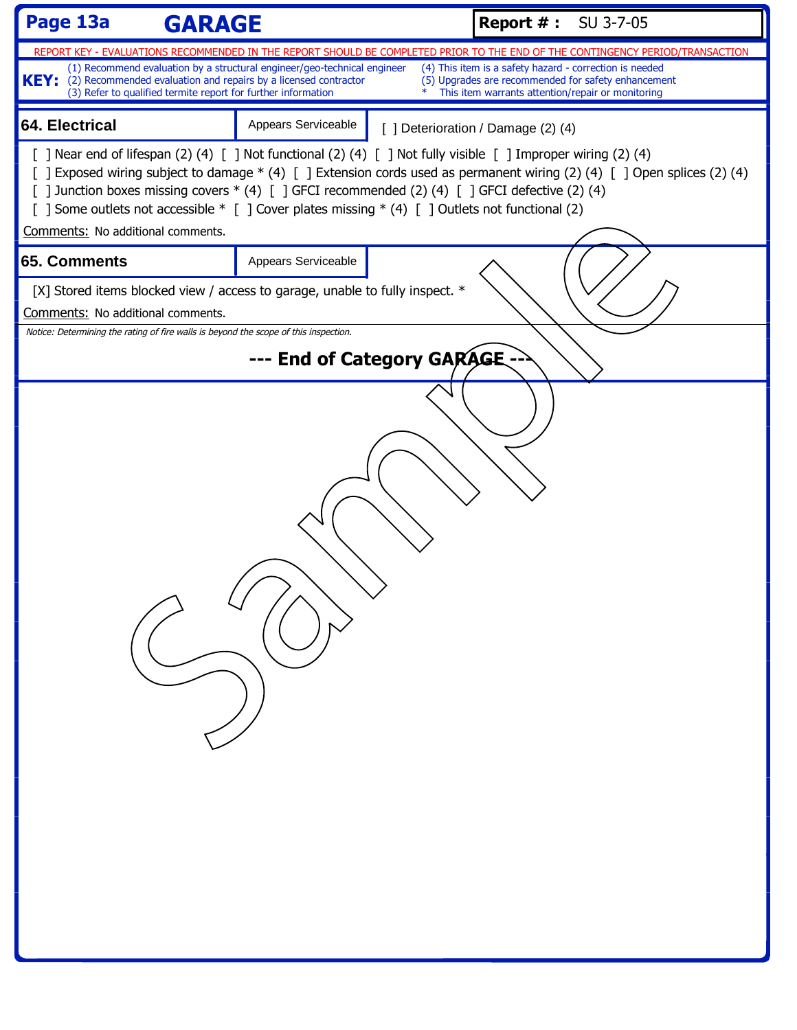# Page 13a GARAGE

**Report # :** SU 3-7-05

REPORT KEY - EVALUATIONS RECOMMENDED IN THE REPORT SHOULD BE COMPLETED PRIOR TO THE END OF THE CONTINGENCY PERIOD/TRANSACTION

**KEY:**
(1) Recommend evaluation by a structural engineer/geo-technical engineer
(2) Recommended evaluation and repairs by a licensed contractor
(3) Refer to qualified termite report for further information
(4) This item is a safety hazard - correction is needed
(5) Upgrades are recommended for safety enhancement
* This item warrants attention/repair or monitoring

## 64. Electrical

Appears Serviceable

[ ] Deterioration / Damage (2) (4)

[ ] Near end of lifespan (2) (4) [ ] Not functional (2) (4) [ ] Not fully visible [ ] Improper wiring (2) (4)
[ ] Exposed wiring subject to damage * (4) [ ] Extension cords used as permanent wiring (2) (4) [ ] Open splices (2) (4)
[ ] Junction boxes missing covers * (4) [ ] GFCI recommended (2) (4) [ ] GFCI defective (2) (4)
[ ] Some outlets not accessible * [ ] Cover plates missing * (4) [ ] Outlets not functional (2)

Comments: No additional comments.

## 65. Comments

Appears Serviceable

[X] Stored items blocked view / access to garage, unable to fully inspect. *

Comments: No additional comments.

*Notice: Determining the rating of fire walls is beyond the scope of this inspection.*

**--- End of Category GARAGE ---**

Sample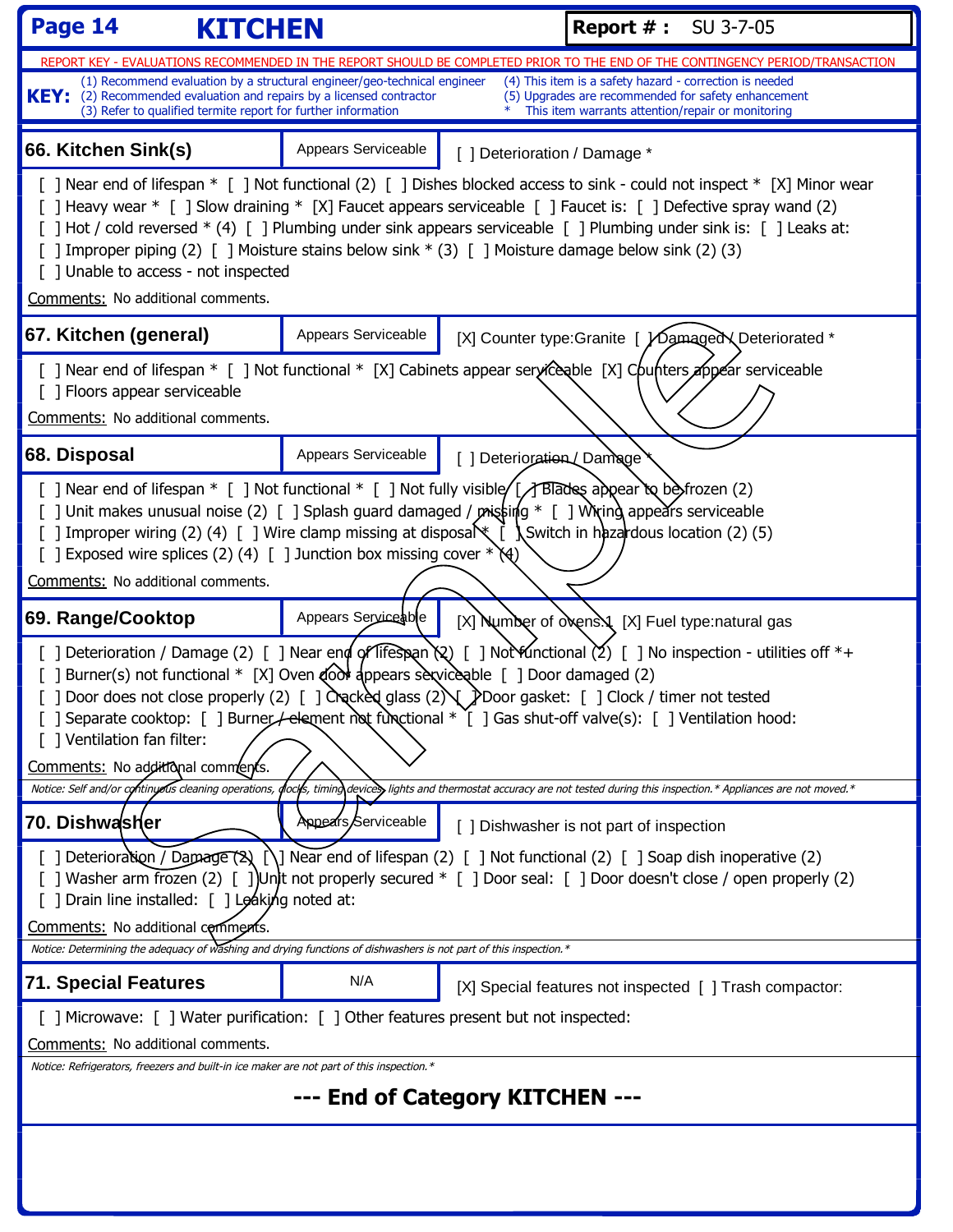# KITCHEN

**Report # :** SU 3-7-05

REPORT KEY - EVALUATIONS RECOMMENDED IN THE REPORT SHOULD BE COMPLETED PRIOR TO THE END OF THE CONTINGENCY PERIOD/TRANSACTION

**KEY:**
(1) Recommend evaluation by a structural engineer/geo-technical engineer
(2) Recommended evaluation and repairs by a licensed contractor
(3) Refer to qualified termite report for further information
(4) This item is a safety hazard - correction is needed
(5) Upgrades are recommended for safety enhancement
* This item warrants attention/repair or monitoring

## 66. Kitchen Sink(s)

Appears Serviceable

[ ] Deterioration / Damage *

[ ] Near end of lifespan * [ ] Not functional (2) [ ] Dishes blocked access to sink - could not inspect * [X] Minor wear
[ ] Heavy wear * [ ] Slow draining * [X] Faucet appears serviceable [ ] Faucet is: [ ] Defective spray wand (2)
[ ] Hot / cold reversed * (4) [ ] Plumbing under sink appears serviceable [ ] Plumbing under sink is: [ ] Leaks at:
[ ] Improper piping (2) [ ] Moisture stains below sink * (3) [ ] Moisture damage below sink (2) (3)
[ ] Unable to access - not inspected

Comments: No additional comments.

## 67. Kitchen (general)

Appears Serviceable

[X] Counter type:Granite [ ] Damaged / Deteriorated *

[ ] Near end of lifespan * [ ] Not functional * [X] Cabinets appear serviceable [X] Counters appear serviceable
[ ] Floors appear serviceable

Comments: No additional comments.

## 68. Disposal

Appears Serviceable

[ ] Deterioration / Damage *

[ ] Near end of lifespan * [ ] Not functional * [ ] Not fully visible [ ] Blades appear to be frozen (2)
[ ] Unit makes unusual noise (2) [ ] Splash guard damaged / missing * [ ] Wiring appears serviceable
[ ] Improper wiring (2) (4) [ ] Wire clamp missing at disposal * [ ] Switch in hazardous location (2) (5)
[ ] Exposed wire splices (2) (4) [ ] Junction box missing cover * (4)

Comments: No additional comments.

## 69. Range/Cooktop

Appears Serviceable

[X] Number of ovens:1 [X] Fuel type:natural gas

[ ] Deterioration / Damage (2) [ ] Near end of lifespan (2) [ ] Not functional (2) [ ] No inspection - utilities off *+
[ ] Burner(s) not functional * [X] Oven door appears serviceable [ ] Door damaged (2)
[ ] Door does not close properly (2) [ ] Cracked glass (2) [ ] Door gasket: [ ] Clock / timer not tested
[ ] Separate cooktop: [ ] Burner / element not functional * [ ] Gas shut-off valve(s): [ ] Ventilation hood:
[ ] Ventilation fan filter:

Comments: No additional comments.

*Notice: Self and/or continuous cleaning operations, clocks, timing devices, lights and thermostat accuracy are not tested during this inspection.* Appliances are not moved.**

## 70. Dishwasher

Appears Serviceable

[ ] Dishwasher is not part of inspection

[ ] Deterioration / Damage (2) [ ] Near end of lifespan (2) [ ] Not functional (2) [ ] Soap dish inoperative (2)
[ ] Washer arm frozen (2) [ ] Unit not properly secured * [ ] Door seal: [ ] Door doesn't close / open properly (2)
[ ] Drain line installed: [ ] Leaking noted at:

Comments: No additional comments.

*Notice: Determining the adequacy of washing and drying functions of dishwashers is not part of this inspection.**

## 71. Special Features

N/A

[X] Special features not inspected [ ] Trash compactor:

[ ] Microwave: [ ] Water purification: [ ] Other features present but not inspected:

Comments: No additional comments.

*Notice: Refrigerators, freezers and built-in ice maker are not part of this inspection.**

**--- End of Category KITCHEN ---**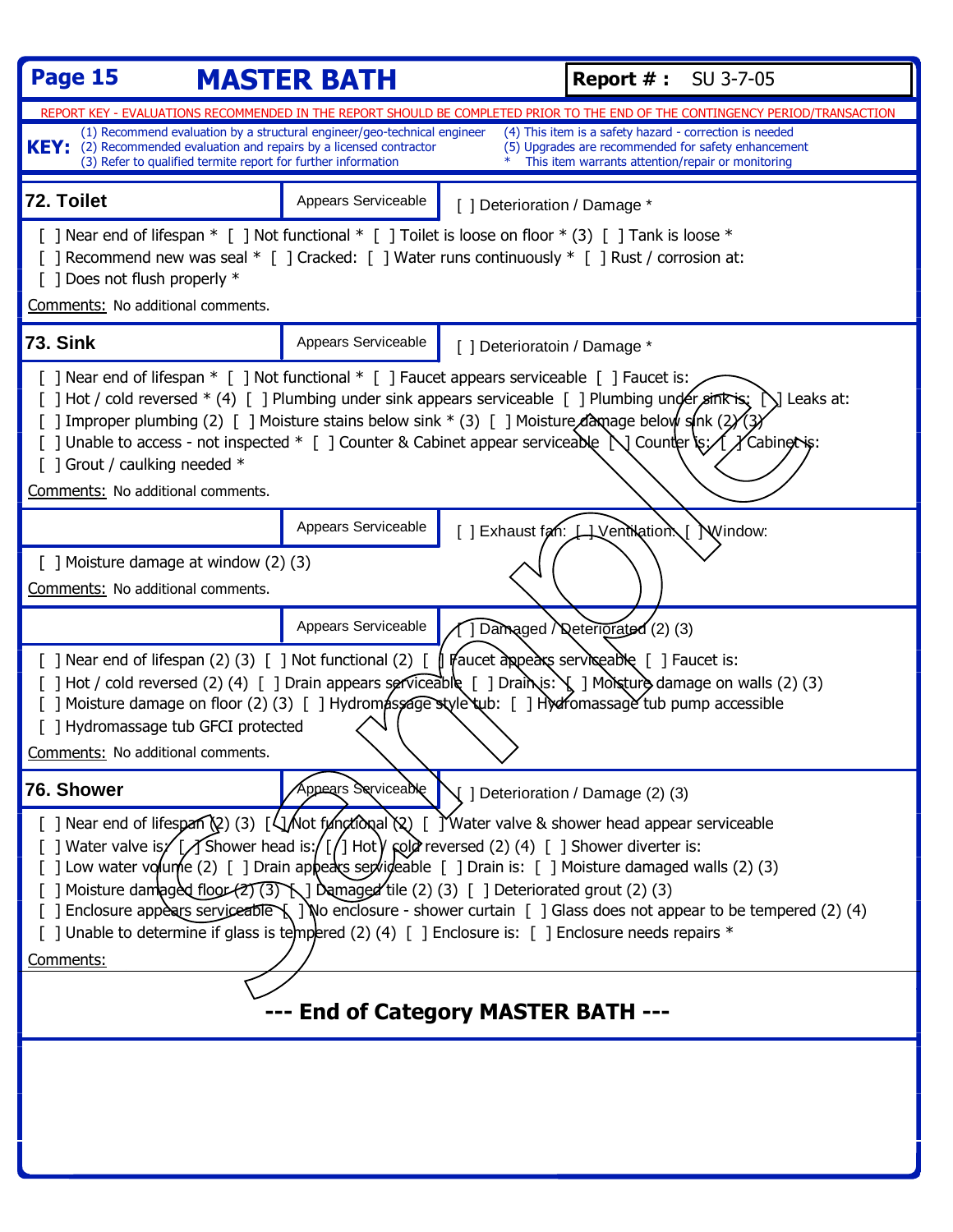**Page 15** | **MASTER BATH** | **Report # :** SU 3-7-05

REPORT KEY - EVALUATIONS RECOMMENDED IN THE REPORT SHOULD BE COMPLETED PRIOR TO THE END OF THE CONTINGENCY PERIOD/TRANSACTION

**KEY:**
(1) Recommend evaluation by a structural engineer/geo-technical engineer
(2) Recommended evaluation and repairs by a licensed contractor
(3) Refer to qualified termite report for further information
(4) This item is a safety hazard - correction is needed
(5) Upgrades are recommended for safety enhancement
\* This item warrants attention/repair or monitoring

## 72. Toilet

Appears Serviceable | [ ] Deterioration / Damage *

[ ] Near end of lifespan * [ ] Not functional * [ ] Toilet is loose on floor * (3) [ ] Tank is loose *
[ ] Recommend new was seal * [ ] Cracked: [ ] Water runs continuously * [ ] Rust / corrosion at:
[ ] Does not flush properly *

Comments: No additional comments.

## 73. Sink

Appears Serviceable | [ ] Deterioratoin / Damage *

[ ] Near end of lifespan * [ ] Not functional * [ ] Faucet appears serviceable [ ] Faucet is:
[ ] Hot / cold reversed * (4) [ ] Plumbing under sink appears serviceable [ ] Plumbing under sink is: [ ] Leaks at:
[ ] Improper plumbing (2) [ ] Moisture stains below sink * (3) [ ] Moisture damage below sink (2) (3)
[ ] Unable to access - not inspected * [ ] Counter & Cabinet appear serviceable [ ] Counter is: [ ] Cabinet is:
[ ] Grout / caulking needed *

Comments: No additional comments.

##

Appears Serviceable | [ ] Exhaust fan: [ ] Ventilation: [ ] Window:

[ ] Moisture damage at window (2) (3)

Comments: No additional comments.

##

Appears Serviceable | [ ] Damaged / Deteriorated (2) (3)

[ ] Near end of lifespan (2) (3) [ ] Not functional (2) [ ] Faucet appears serviceable [ ] Faucet is:
[ ] Hot / cold reversed (2) (4) [ ] Drain appears serviceable [ ] Drain is: [ ] Moisture damage on walls (2) (3)
[ ] Moisture damage on floor (2) (3) [ ] Hydromassage style tub: [ ] Hydromassage tub pump accessible
[ ] Hydromassage tub GFCI protected

Comments: No additional comments.

## 76. Shower

Appears Serviceable | [ ] Deterioration / Damage (2) (3)

[ ] Near end of lifespan (2) (3) [ ] Not functional (2) [ ] Water valve & shower head appear serviceable
[ ] Water valve is: [ ] Shower head is: [ ] Hot / cold reversed (2) (4) [ ] Shower diverter is:
[ ] Low water volume (2) [ ] Drain appears serviceable [ ] Drain is: [ ] Moisture damaged walls (2) (3)
[ ] Moisture damaged floor (2) (3) [ ] Damaged tile (2) (3) [ ] Deteriorated grout (2) (3)
[ ] Enclosure appears serviceable [ ] No enclosure - shower curtain [ ] Glass does not appear to be tempered (2) (4)
[ ] Unable to determine if glass is tempered (2) (4) [ ] Enclosure is: [ ] Enclosure needs repairs *

Comments:

**--- End of Category MASTER BATH ---**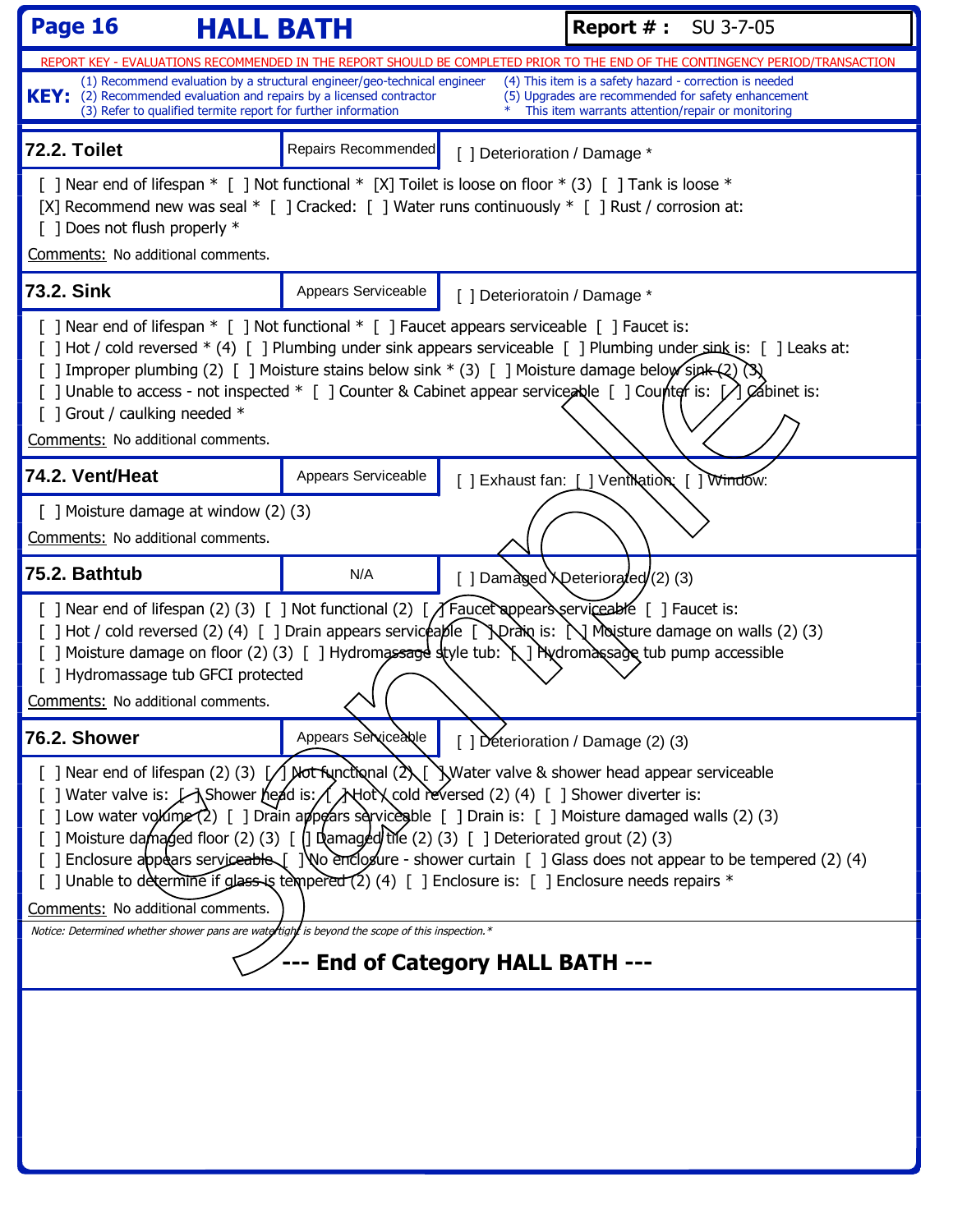# HALL BATH

**Report # :** SU 3-7-05

REPORT KEY - EVALUATIONS RECOMMENDED IN THE REPORT SHOULD BE COMPLETED PRIOR TO THE END OF THE CONTINGENCY PERIOD/TRANSACTION

**KEY:**
(1) Recommend evaluation by a structural engineer/geo-technical engineer
(2) Recommended evaluation and repairs by a licensed contractor
(3) Refer to qualified termite report for further information
(4) This item is a safety hazard - correction is needed
(5) Upgrades are recommended for safety enhancement
* This item warrants attention/repair or monitoring

## 72.2. Toilet

**Repairs Recommended** — [ ] Deterioration / Damage *

[ ] Near end of lifespan * [ ] Not functional * [X] Toilet is loose on floor * (3) [ ] Tank is loose *
[X] Recommend new was seal * [ ] Cracked: [ ] Water runs continuously * [ ] Rust / corrosion at:
[ ] Does not flush properly *

Comments: No additional comments.

## 73.2. Sink

**Appears Serviceable** — [ ] Deterioratoin / Damage *

[ ] Near end of lifespan * [ ] Not functional * [ ] Faucet appears serviceable [ ] Faucet is:
[ ] Hot / cold reversed * (4) [ ] Plumbing under sink appears serviceable [ ] Plumbing under sink is: [ ] Leaks at:
[ ] Improper plumbing (2) [ ] Moisture stains below sink * (3) [ ] Moisture damage below sink (2) (3)
[ ] Unable to access - not inspected * [ ] Counter & Cabinet appear serviceable [ ] Counter is: [ ] Cabinet is:
[ ] Grout / caulking needed *

Comments: No additional comments.

## 74.2. Vent/Heat

**Appears Serviceable** — [ ] Exhaust fan: [ ] Ventilation: [ ] Window:

[ ] Moisture damage at window (2) (3)

Comments: No additional comments.

## 75.2. Bathtub

**N/A** — [ ] Damaged / Deteriorated (2) (3)

[ ] Near end of lifespan (2) (3) [ ] Not functional (2) [ ] Faucet appears serviceable [ ] Faucet is:
[ ] Hot / cold reversed (2) (4) [ ] Drain appears serviceable [ ] Drain is: [ ] Moisture damage on walls (2) (3)
[ ] Moisture damage on floor (2) (3) [ ] Hydromassage style tub: [ ] Hydromassage tub pump accessible
[ ] Hydromassage tub GFCI protected

Comments: No additional comments.

## 76.2. Shower

**Appears Serviceable** — [ ] Deterioration / Damage (2) (3)

[ ] Near end of lifespan (2) (3) [ ] Not functional (2) [ ] Water valve & shower head appear serviceable
[ ] Water valve is: [ ] Shower head is: [ ] Hot / cold reversed (2) (4) [ ] Shower diverter is:
[ ] Low water volume (2) [ ] Drain appears serviceable [ ] Drain is: [ ] Moisture damaged walls (2) (3)
[ ] Moisture damaged floor (2) (3) [ ] Damaged tile (2) (3) [ ] Deteriorated grout (2) (3)
[ ] Enclosure appears serviceable [ ] No enclosure - shower curtain [ ] Glass does not appear to be tempered (2) (4)
[ ] Unable to determine if glass is tempered (2) (4) [ ] Enclosure is: [ ] Enclosure needs repairs *

Comments: No additional comments.

*Notice: Determined whether shower pans are watertight is beyond the scope of this inspection.**

**--- End of Category HALL BATH ---**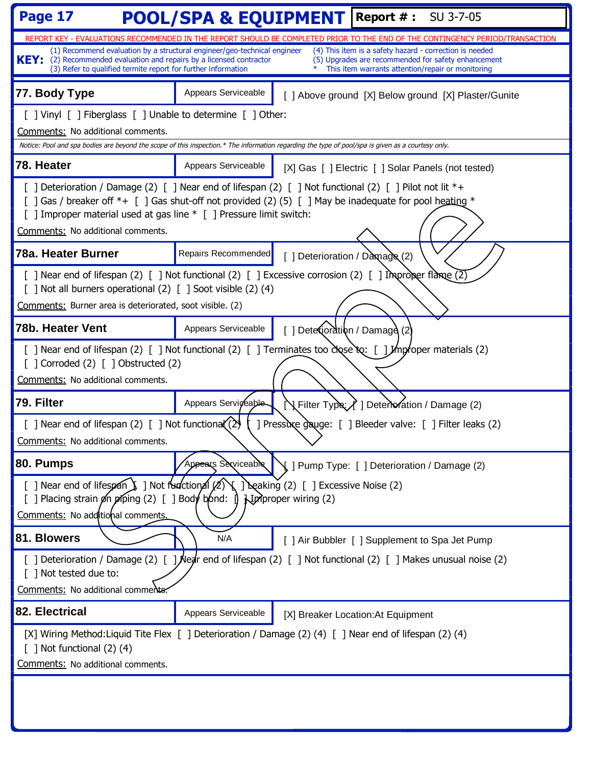# POOL/SPA & EQUIPMENT

**Report # :** SU 3-7-05

REPORT KEY - EVALUATIONS RECOMMENDED IN THE REPORT SHOULD BE COMPLETED PRIOR TO THE END OF THE CONTINGENCY PERIOD/TRANSACTION

**KEY:**
(1) Recommend evaluation by a structural engineer/geo-technical engineer
(2) Recommended evaluation and repairs by a licensed contractor
(3) Refer to qualified termite report for further information
(4) This item is a safety hazard - correction is needed
(5) Upgrades are recommended for safety enhancement
* This item warrants attention/repair or monitoring

## 77. Body Type — Appears Serviceable

[ ] Above ground [X] Below ground [X] Plaster/Gunite
[ ] Vinyl [ ] Fiberglass [ ] Unable to determine [ ] Other:

Comments: No additional comments.

*Notice: Pool and spa bodies are beyond the scope of this inspection.* The information regarding the type of pool/spa is given as a courtesy only.*

## 78. Heater — Appears Serviceable

[X] Gas [ ] Electric [ ] Solar Panels (not tested)
[ ] Deterioration / Damage (2) [ ] Near end of lifespan (2) [ ] Not functional (2) [ ] Pilot not lit *+
[ ] Gas / breaker off *+ [ ] Gas shut-off not provided (2) (5) [ ] May be inadequate for pool heating *
[ ] Improper material used at gas line * [ ] Pressure limit switch:

Comments: No additional comments.

## 78a. Heater Burner — Repairs Recommended

[ ] Deterioration / Damage (2)
[ ] Near end of lifespan (2) [ ] Not functional (2) [ ] Excessive corrosion (2) [ ] Improper flame (2)
[ ] Not all burners operational (2) [ ] Soot visible (2) (4)

Comments: Burner area is deteriorated, soot visible. (2)

## 78b. Heater Vent — Appears Serviceable

[ ] Deterioration / Damage (2)
[ ] Near end of lifespan (2) [ ] Not functional (2) [ ] Terminates too close to: [ ] Improper materials (2)
[ ] Corroded (2) [ ] Obstructed (2)

Comments: No additional comments.

## 79. Filter — Appears Serviceable

[ ] Filter Type: [ ] Deterioration / Damage (2)
[ ] Near end of lifespan (2) [ ] Not functional (2) [ ] Pressure gauge: [ ] Bleeder valve: [ ] Filter leaks (2)

Comments: No additional comments.

## 80. Pumps — Appears Serviceable

[ ] Pump Type: [ ] Deterioration / Damage (2)
[ ] Near end of lifespan [ ] Not functional (2) [ ] Leaking (2) [ ] Excessive Noise (2)
[ ] Placing strain on piping (2) [ ] Body bond: [ ] Improper wiring (2)

Comments: No additional comments.

## 81. Blowers — N/A

[ ] Air Bubbler [ ] Supplement to Spa Jet Pump
[ ] Deterioration / Damage (2) [ ] Near end of lifespan (2) [ ] Not functional (2) [ ] Makes unusual noise (2)
[ ] Not tested due to:

Comments: No additional comments.

## 82. Electrical — Appears Serviceable

[X] Breaker Location:At Equipment
[X] Wiring Method:Liquid Tite Flex [ ] Deterioration / Damage (2) (4) [ ] Near end of lifespan (2) (4)
[ ] Not functional (2) (4)

Comments: No additional comments.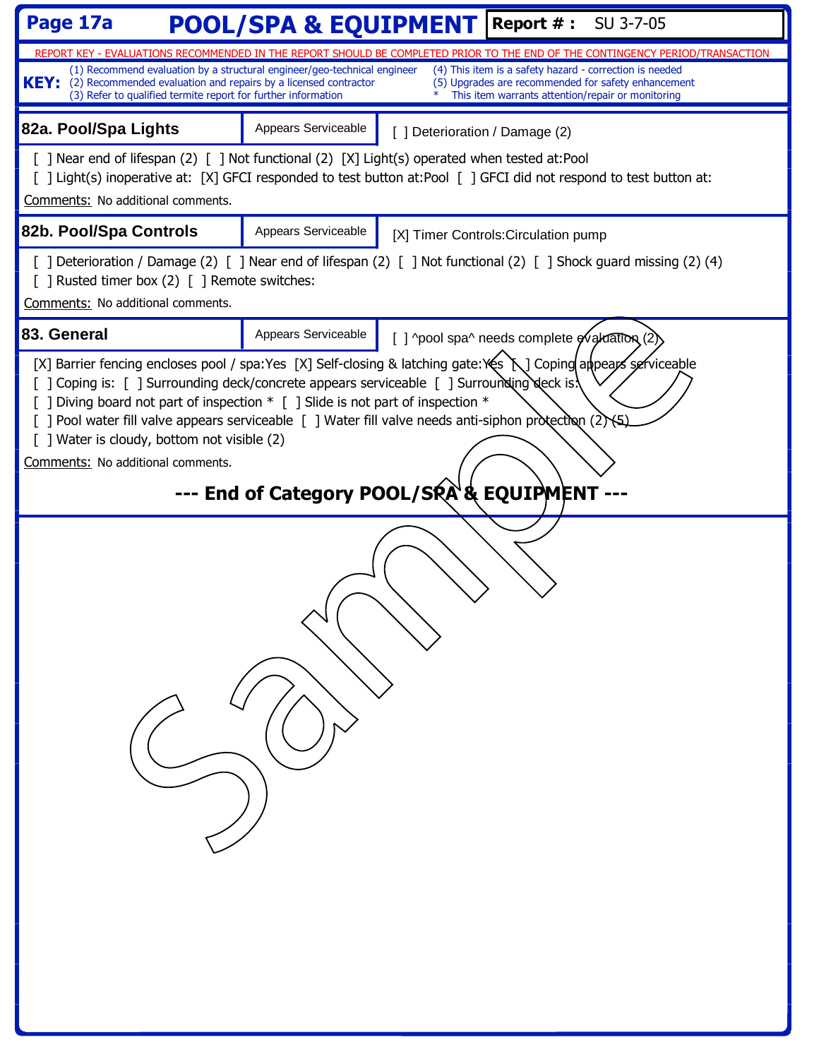# Page 17a POOL/SPA & EQUIPMENT

**Report # :** SU 3-7-05

REPORT KEY - EVALUATIONS RECOMMENDED IN THE REPORT SHOULD BE COMPLETED PRIOR TO THE END OF THE CONTINGENCY PERIOD/TRANSACTION

**KEY:**
(1) Recommend evaluation by a structural engineer/geo-technical engineer
(2) Recommended evaluation and repairs by a licensed contractor
(3) Refer to qualified termite report for further information
(4) This item is a safety hazard - correction is needed
(5) Upgrades are recommended for safety enhancement
* This item warrants attention/repair or monitoring

## 82a. Pool/Spa Lights

Appears Serviceable

[ ] Deterioration / Damage (2)

[ ] Near end of lifespan (2) [ ] Not functional (2) [X] Light(s) operated when tested at:Pool
[ ] Light(s) inoperative at: [X] GFCI responded to test button at:Pool [ ] GFCI did not respond to test button at:

Comments: No additional comments.

## 82b. Pool/Spa Controls

Appears Serviceable

[X] Timer Controls:Circulation pump

[ ] Deterioration / Damage (2) [ ] Near end of lifespan (2) [ ] Not functional (2) [ ] Shock guard missing (2) (4)
[ ] Rusted timer box (2) [ ] Remote switches:

Comments: No additional comments.

## 83. General

Appears Serviceable

[ ] ^pool spa^ needs complete evaluation (2)

[X] Barrier fencing encloses pool / spa:Yes [X] Self-closing & latching gate:Yes [ ] Coping appears serviceable
[ ] Coping is: [ ] Surrounding deck/concrete appears serviceable [ ] Surrounding deck is:
[ ] Diving board not part of inspection * [ ] Slide is not part of inspection *
[ ] Pool water fill valve appears serviceable [ ] Water fill valve needs anti-siphon protection (2) (5)
[ ] Water is cloudy, bottom not visible (2)

Comments: No additional comments.

**--- End of Category POOL/SPA & EQUIPMENT ---**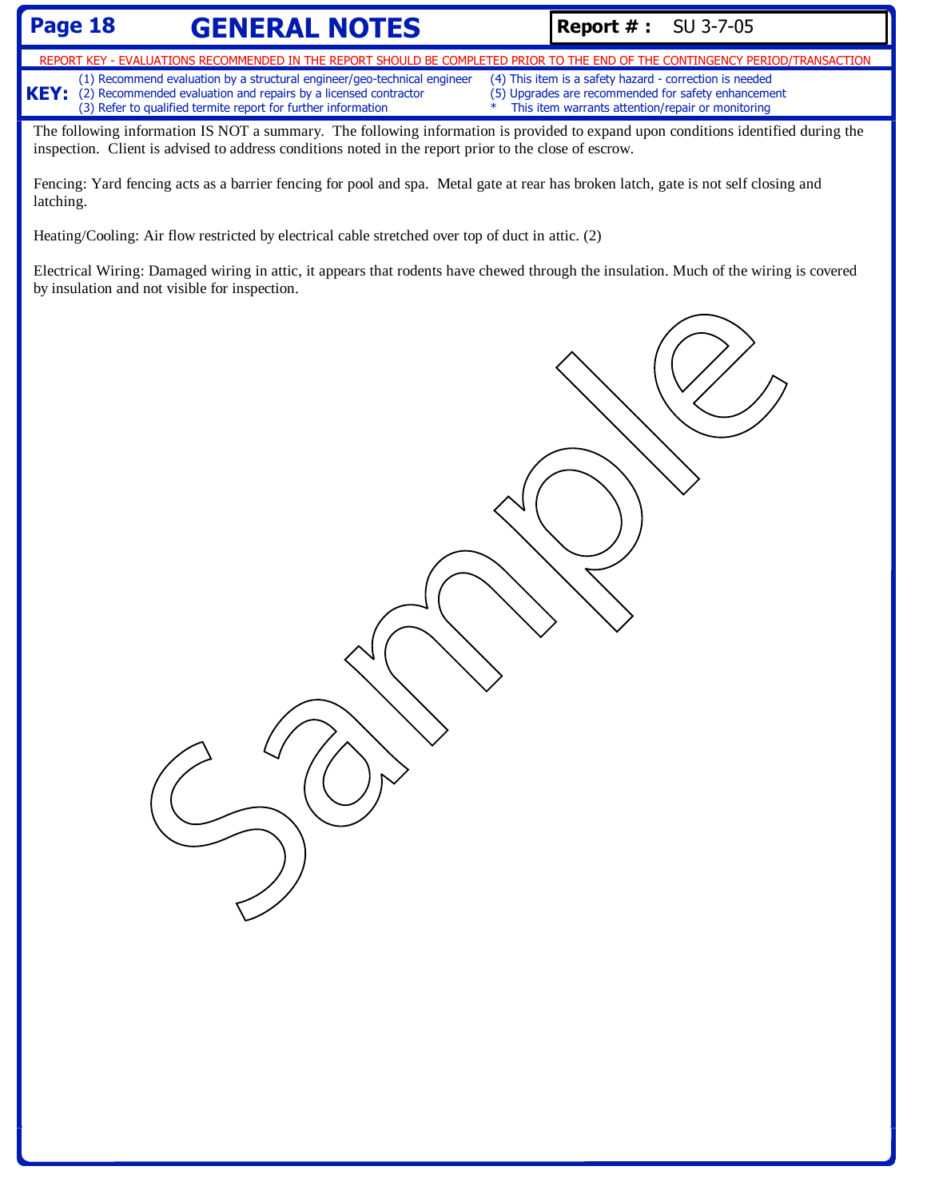# GENERAL NOTES

**Report # :** SU 3-7-05

REPORT KEY - EVALUATIONS RECOMMENDED IN THE REPORT SHOULD BE COMPLETED PRIOR TO THE END OF THE CONTINGENCY PERIOD/TRANSACTION

**KEY:**
(1) Recommend evaluation by a structural engineer/geo-technical engineer
(2) Recommended evaluation and repairs by a licensed contractor
(3) Refer to qualified termite report for further information
(4) This item is a safety hazard - correction is needed
(5) Upgrades are recommended for safety enhancement
* This item warrants attention/repair or monitoring

The following information IS NOT a summary. The following information is provided to expand upon conditions identified during the inspection. Client is advised to address conditions noted in the report prior to the close of escrow.

Fencing: Yard fencing acts as a barrier fencing for pool and spa. Metal gate at rear has broken latch, gate is not self closing and latching.

Heating/Cooling: Air flow restricted by electrical cable stretched over top of duct in attic. (2)

Electrical Wiring: Damaged wiring in attic, it appears that rodents have chewed through the insulation. Much of the wiring is covered by insulation and not visible for inspection.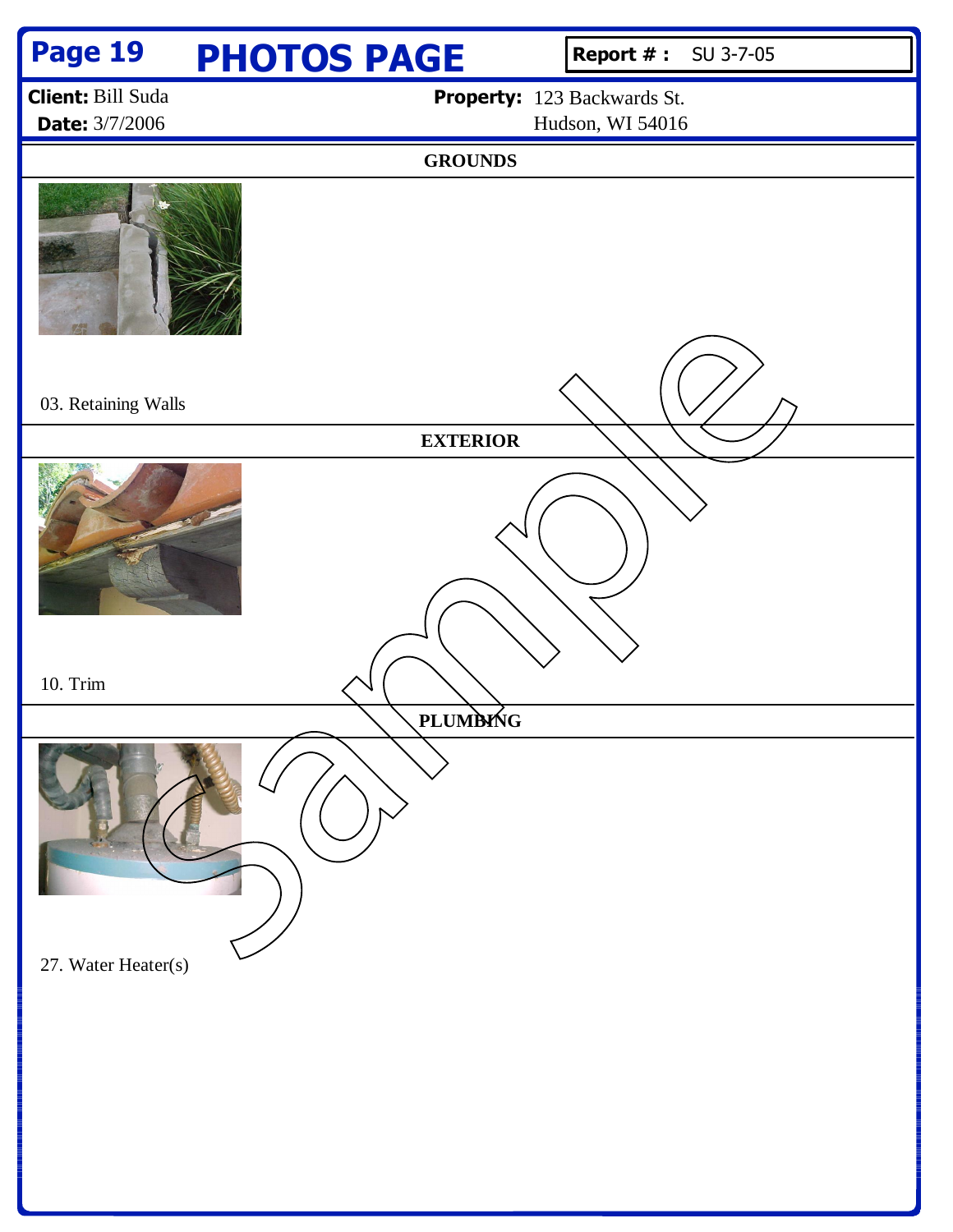# PHOTOS PAGE

**Report # :** SU 3-7-05

**Client:** Bill Suda
**Date:** 3/7/2006

**Property:** 123 Backwards St.
Hudson, WI 54016

## GROUNDS

03. Retaining Walls

## EXTERIOR

10. Trim

## PLUMBING

27. Water Heater(s)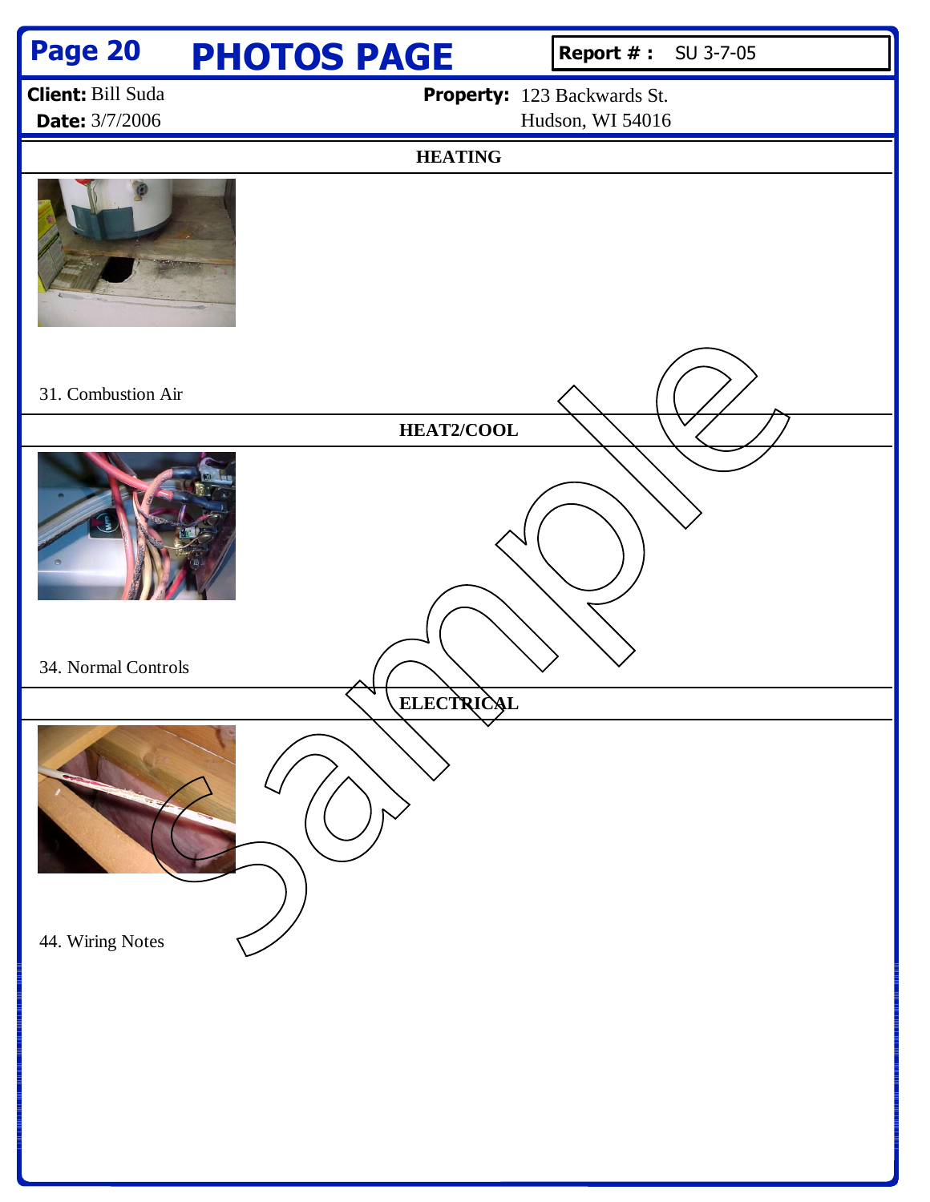# PHOTOS PAGE

**Report # :** SU 3-7-05

**Client:** Bill Suda
**Date:** 3/7/2006

**Property:** 123 Backwards St.
Hudson, WI 54016

## HEATING

31. Combustion Air

## HEAT2/COOL

34. Normal Controls

## ELECTRICAL

44. Wiring Notes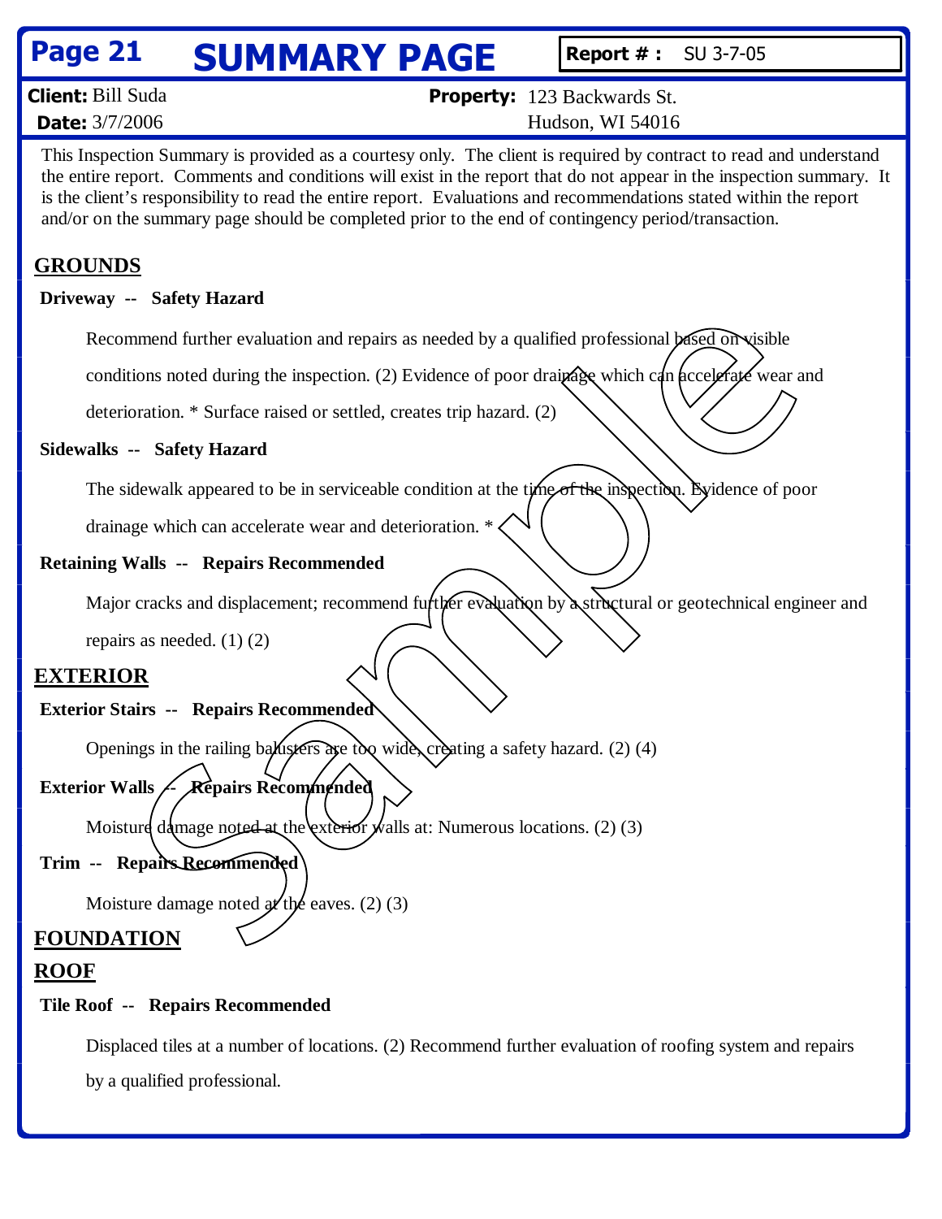# SUMMARY PAGE

**Report # :** SU 3-7-05

**Client:** Bill Suda
**Date:** 3/7/2006

**Property:** 123 Backwards St.
Hudson, WI 54016

This Inspection Summary is provided as a courtesy only. The client is required by contract to read and understand the entire report. Comments and conditions will exist in the report that do not appear in the inspection summary. It is the client's responsibility to read the entire report. Evaluations and recommendations stated within the report and/or on the summary page should be completed prior to the end of contingency period/transaction.

## GROUNDS

**Driveway -- Safety Hazard**

Recommend further evaluation and repairs as needed by a qualified professional based on visible conditions noted during the inspection. (2) Evidence of poor drainage which can accelerate wear and deterioration. * Surface raised or settled, creates trip hazard. (2)

**Sidewalks -- Safety Hazard**

The sidewalk appeared to be in serviceable condition at the time of the inspection. Evidence of poor drainage which can accelerate wear and deterioration. *

**Retaining Walls -- Repairs Recommended**

Major cracks and displacement; recommend further evaluation by a structural or geotechnical engineer and repairs as needed. (1) (2)

## EXTERIOR

**Exterior Stairs -- Repairs Recommended**

Openings in the railing balusters are too wide, creating a safety hazard. (2) (4)

**Exterior Walls -- Repairs Recommended**

Moisture damage noted at the exterior walls at: Numerous locations. (2) (3)

**Trim -- Repairs Recommended**

Moisture damage noted at the eaves. (2) (3)

## FOUNDATION

## ROOF

**Tile Roof -- Repairs Recommended**

Displaced tiles at a number of locations. (2) Recommend further evaluation of roofing system and repairs by a qualified professional.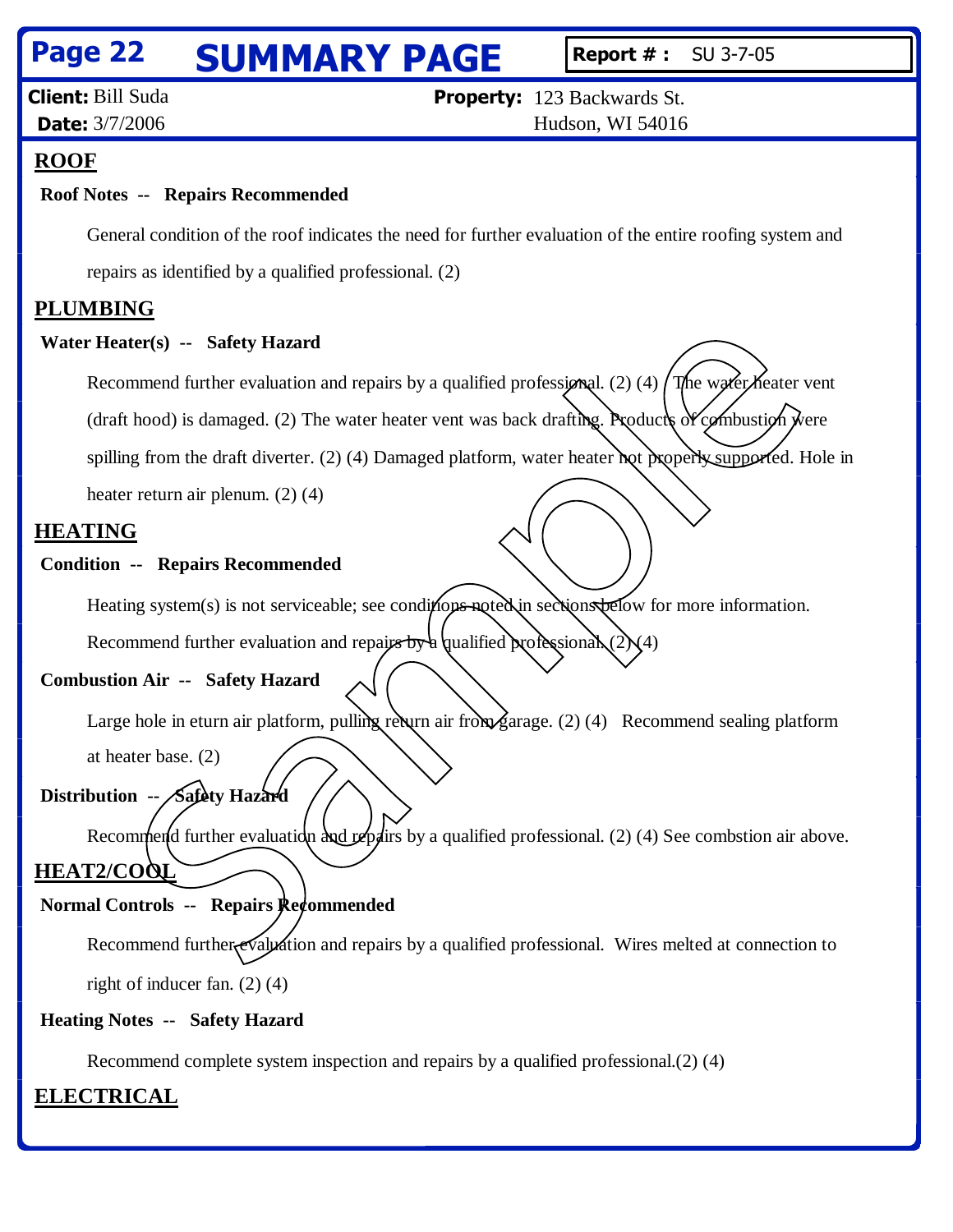# SUMMARY PAGE

**Report # :** SU 3-7-05

**Client:** Bill Suda
**Date:** 3/7/2006

**Property:** 123 Backwards St.
Hudson, WI 54016

## ROOF

**Roof Notes -- Repairs Recommended**

General condition of the roof indicates the need for further evaluation of the entire roofing system and repairs as identified by a qualified professional. (2)

## PLUMBING

**Water Heater(s) -- Safety Hazard**

Recommend further evaluation and repairs by a qualified professional. (2) (4) The water heater vent (draft hood) is damaged. (2) The water heater vent was back drafting. Products of combustion were spilling from the draft diverter. (2) (4) Damaged platform, water heater not properly supported. Hole in heater return air plenum. (2) (4)

## HEATING

**Condition -- Repairs Recommended**

Heating system(s) is not serviceable; see conditions noted in sections below for more information. Recommend further evaluation and repairs by a qualified professional. (2) (4)

**Combustion Air -- Safety Hazard**

Large hole in eturn air platform, pulling return air from garage. (2) (4) Recommend sealing platform at heater base. (2)

**Distribution -- Safety Hazard**

Recommend further evaluation and repairs by a qualified professional. (2) (4) See combstion air above.

## HEAT2/COOL

**Normal Controls -- Repairs Recommended**

Recommend further evaluation and repairs by a qualified professional. Wires melted at connection to right of inducer fan. (2) (4)

**Heating Notes -- Safety Hazard**

Recommend complete system inspection and repairs by a qualified professional.(2) (4)

## ELECTRICAL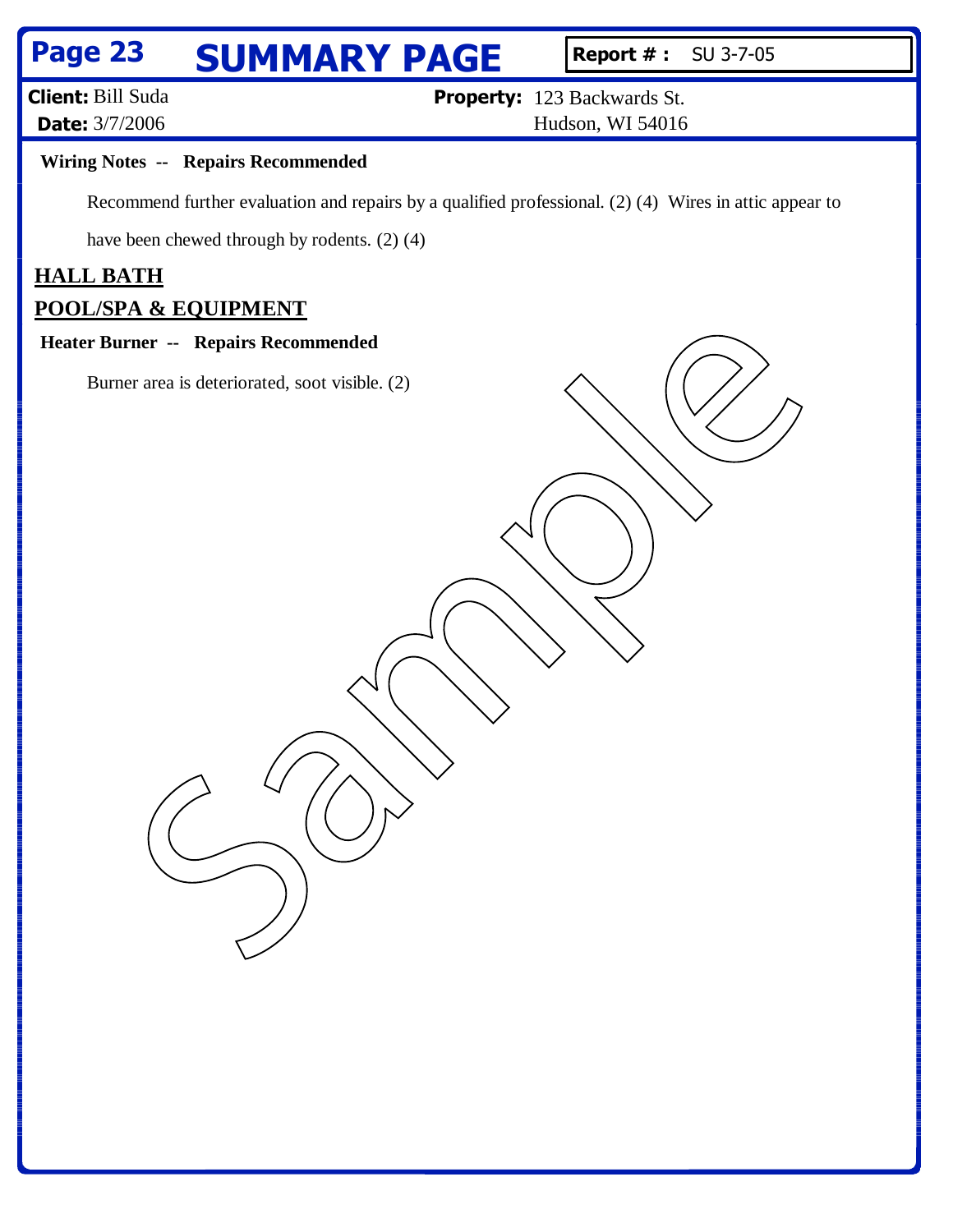# SUMMARY PAGE

**Report # :** SU 3-7-05

**Client:** Bill Suda
**Date:** 3/7/2006

**Property:** 123 Backwards St.
Hudson, WI 54016

**Wiring Notes -- Repairs Recommended**

Recommend further evaluation and repairs by a qualified professional. (2) (4) Wires in attic appear to have been chewed through by rodents. (2) (4)

## HALL BATH

## POOL/SPA & EQUIPMENT

**Heater Burner -- Repairs Recommended**

Burner area is deteriorated, soot visible. (2)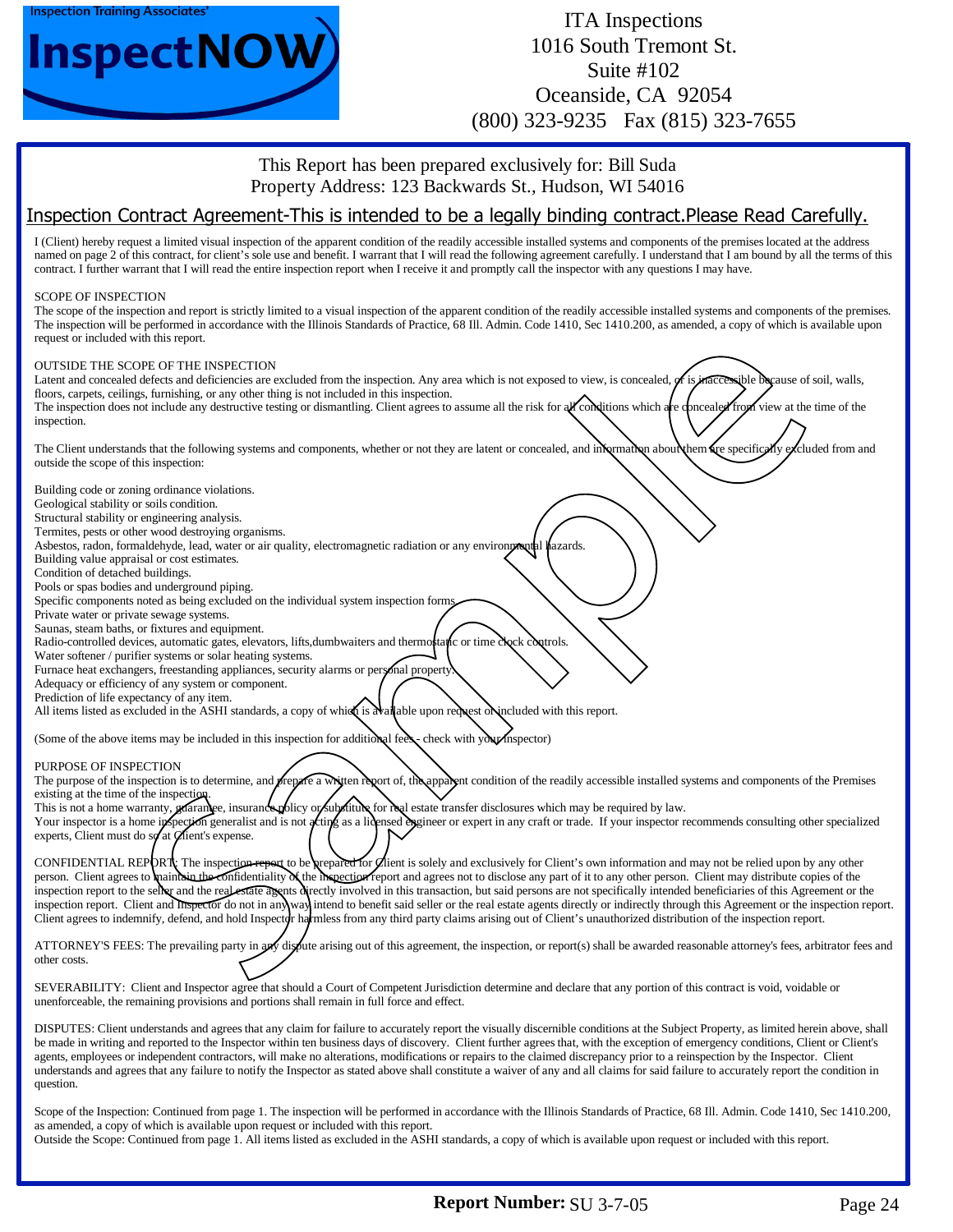Inspection Training Associates' **InspectNOW**

ITA Inspections
1016 South Tremont St.
Suite #102
Oceanside, CA 92054
(800) 323-9235 Fax (815) 323-7655

This Report has been prepared exclusively for: Bill Suda
Property Address: 123 Backwards St., Hudson, WI 54016

## Inspection Contract Agreement-This is intended to be a legally binding contract.Please Read Carefully.

I (Client) hereby request a limited visual inspection of the apparent condition of the readily accessible installed systems and components of the premises located at the address named on page 2 of this contract, for client's sole use and benefit. I warrant that I will read the following agreement carefully. I understand that I am bound by all the terms of this contract. I further warrant that I will read the entire inspection report when I receive it and promptly call the inspector with any questions I may have.

SCOPE OF INSPECTION
The scope of the inspection and report is strictly limited to a visual inspection of the apparent condition of the readily accessible installed systems and components of the premises. The inspection will be performed in accordance with the Illinois Standards of Practice, 68 Ill. Admin. Code 1410, Sec 1410.200, as amended, a copy of which is available upon request or included with this report.

OUTSIDE THE SCOPE OF THE INSPECTION
Latent and concealed defects and deficiencies are excluded from the inspection. Any area which is not exposed to view, is concealed, or is inaccessible because of soil, walls, floors, carpets, ceilings, furnishing, or any other thing is not included in this inspection.
The inspection does not include any destructive testing or dismantling. Client agrees to assume all the risk for all conditions which are concealed from view at the time of the inspection.

The Client understands that the following systems and components, whether or not they are latent or concealed, and information about them are specifically excluded from and outside the scope of this inspection:

Building code or zoning ordinance violations.
Geological stability or soils condition.
Structural stability or engineering analysis.
Termites, pests or other wood destroying organisms.
Asbestos, radon, formaldehyde, lead, water or air quality, electromagnetic radiation or any environmental hazards.
Building value appraisal or cost estimates.
Condition of detached buildings.
Pools or spas bodies and underground piping.
Specific components noted as being excluded on the individual system inspection forms.
Private water or private sewage systems.
Saunas, steam baths, or fixtures and equipment.
Radio-controlled devices, automatic gates, elevators, lifts,dumbwaiters and thermostatic or time clock controls.
Water softener / purifier systems or solar heating systems.
Furnace heat exchangers, freestanding appliances, security alarms or personal property.
Adequacy or efficiency of any system or component.
Prediction of life expectancy of any item.
All items listed as excluded in the ASHI standards, a copy of which is available upon request or included with this report.

(Some of the above items may be included in this inspection for additional fees - check with your inspector)

PURPOSE OF INSPECTION
The purpose of the inspection is to determine, and prepare a written report of, the apparent condition of the readily accessible installed systems and components of the Premises existing at the time of the inspection.
This is not a home warranty, guarantee, insurance policy or substitute for real estate transfer disclosures which may be required by law.
Your inspector is a home inspection generalist and is not acting as a licensed engineer or expert in any craft or trade. If your inspector recommends consulting other specialized experts, Client must do so at Client's expense.

CONFIDENTIAL REPORT: The inspection report to be prepared for Client is solely and exclusively for Client's own information and may not be relied upon by any other person. Client agrees to maintain the confidentiality of the inspection report and agrees not to disclose any part of it to any other person. Client may distribute copies of the inspection report to the seller and the real estate agents directly involved in this transaction, but said persons are not specifically intended beneficiaries of this Agreement or the inspection report. Client and Inspector do not in any way intend to benefit said seller or the real estate agents directly or indirectly through this Agreement or the inspection report. Client agrees to indemnify, defend, and hold Inspector harmless from any third party claims arising out of Client's unauthorized distribution of the inspection report.

ATTORNEY'S FEES: The prevailing party in any dispute arising out of this agreement, the inspection, or report(s) shall be awarded reasonable attorney's fees, arbitrator fees and other costs.

SEVERABILITY: Client and Inspector agree that should a Court of Competent Jurisdiction determine and declare that any portion of this contract is void, voidable or unenforceable, the remaining provisions and portions shall remain in full force and effect.

DISPUTES: Client understands and agrees that any claim for failure to accurately report the visually discernible conditions at the Subject Property, as limited herein above, shall be made in writing and reported to the Inspector within ten business days of discovery. Client further agrees that, with the exception of emergency conditions, Client or Client's agents, employees or independent contractors, will make no alterations, modifications or repairs to the claimed discrepancy prior to a reinspection by the Inspector. Client understands and agrees that any failure to notify the Inspector as stated above shall constitute a waiver of any and all claims for said failure to accurately report the condition in question.

Scope of the Inspection: Continued from page 1. The inspection will be performed in accordance with the Illinois Standards of Practice, 68 Ill. Admin. Code 1410, Sec 1410.200, as amended, a copy of which is available upon request or included with this report.
Outside the Scope: Continued from page 1. All items listed as excluded in the ASHI standards, a copy of which is available upon request or included with this report.

**Report Number:** SU 3-7-05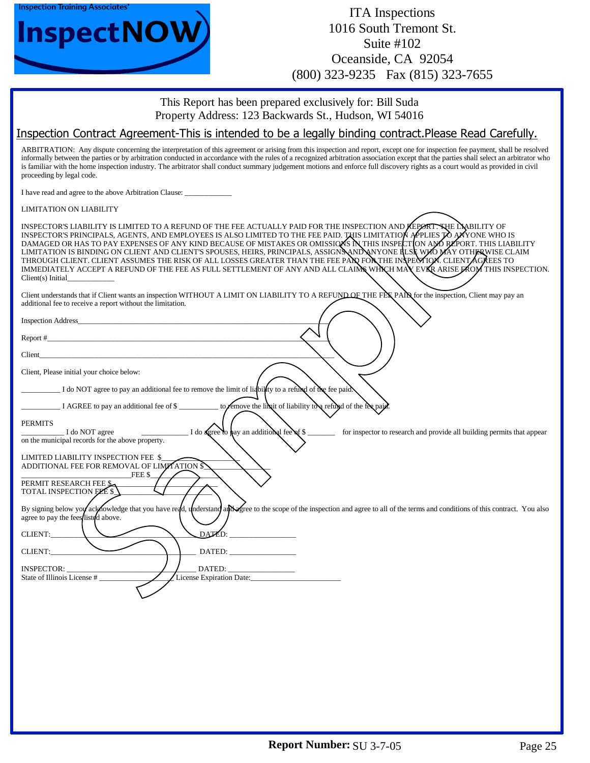ITA Inspections
1016 South Tremont St.
Suite #102
Oceanside, CA 92054
(800) 323-9235 Fax (815) 323-7655

This Report has been prepared exclusively for: Bill Suda
Property Address: 123 Backwards St., Hudson, WI 54016

## Inspection Contract Agreement-This is intended to be a legally binding contract.Please Read Carefully.

ARBITRATION: Any dispute concerning the interpretation of this agreement or arising from this inspection and report, except one for inspection fee payment, shall be resolved informally between the parties or by arbitration conducted in accordance with the rules of a recognized arbitration association except that the parties shall select an arbitrator who is familiar with the home inspection industry. The arbitrator shall conduct summary judgement motions and enforce full discovery rights as a court would as provided in civil proceeding by legal code.

I have read and agree to the above Arbitration Clause: ____________

LIMITATION ON LIABILITY

INSPECTOR'S LIABILITY IS LIMITED TO A REFUND OF THE FEE ACTUALLY PAID FOR THE INSPECTION AND REPORT. THE LIABILITY OF INSPECTOR'S PRINCIPALS, AGENTS, AND EMPLOYEES IS ALSO LIMITED TO THE FEE PAID. THIS LIMITATION APPLIES TO ANYONE WHO IS DAMAGED OR HAS TO PAY EXPENSES OF ANY KIND BECAUSE OF MISTAKES OR OMISSIONS IN THIS INSPECTION AND REPORT. THIS LIABILITY LIMITATION IS BINDING ON CLIENT AND CLIENT'S SPOUSES, HEIRS, PRINCIPALS, ASSIGNS AND ANYONE ELSE WHO MAY OTHERWISE CLAIM THROUGH CLIENT. CLIENT ASSUMES THE RISK OF ALL LOSSES GREATER THAN THE FEE PAID FOR THE INSPECTION. CLIENT AGREES TO IMMEDIATELY ACCEPT A REFUND OF THE FEE AS FULL SETTLEMENT OF ANY AND ALL CLAIMS WHICH MAY EVER ARISE FROM THIS INSPECTION.
Client(s) Initial____________

Client understands that if Client wants an inspection WITHOUT A LIMIT ON LIABILITY TO A REFUND OF THE FEE PAID for the inspection, Client may pay an additional fee to receive a report without the limitation.

Inspection Address_______________________________________________________________

Report #_________________________________________________________________________

Client___________________________________________________________________________

Client, Please initial your choice below:

__________ I do NOT agree to pay an additional fee to remove the limit of liability to a refund of the fee paid.

__________ I AGREE to pay an additional fee of $ __________ to remove the limit of liability to a refund of the fee paid.

PERMITS
___________ I do NOT agree ____________ I do agree to pay an additional fee of $ _______ for inspector to research and provide all building permits that appear on the municipal records for the above property.

LIMITED LIABILITY INSPECTION FEE $_______________
ADDITIONAL FEE FOR REMOVAL OF LIMITATION $_______________
_____________________________FEE $_______________
PERMIT RESEARCH FEE $_______________
TOTAL INSPECTION FEE $_______________

By signing below you acknowledge that you have read, understand and agree to the scope of the inspection and agree to all of the terms and conditions of this contract. You also agree to pay the fees listed above.

CLIENT:____________________________________ DATED: _________________

CLIENT:____________________________________ DATED: _________________

INSPECTOR: _________________________________ DATED: _________________
State of Illinois License # ___________________ License Expiration Date:________________________

Sample

**Report Number:** SU 3-7-05